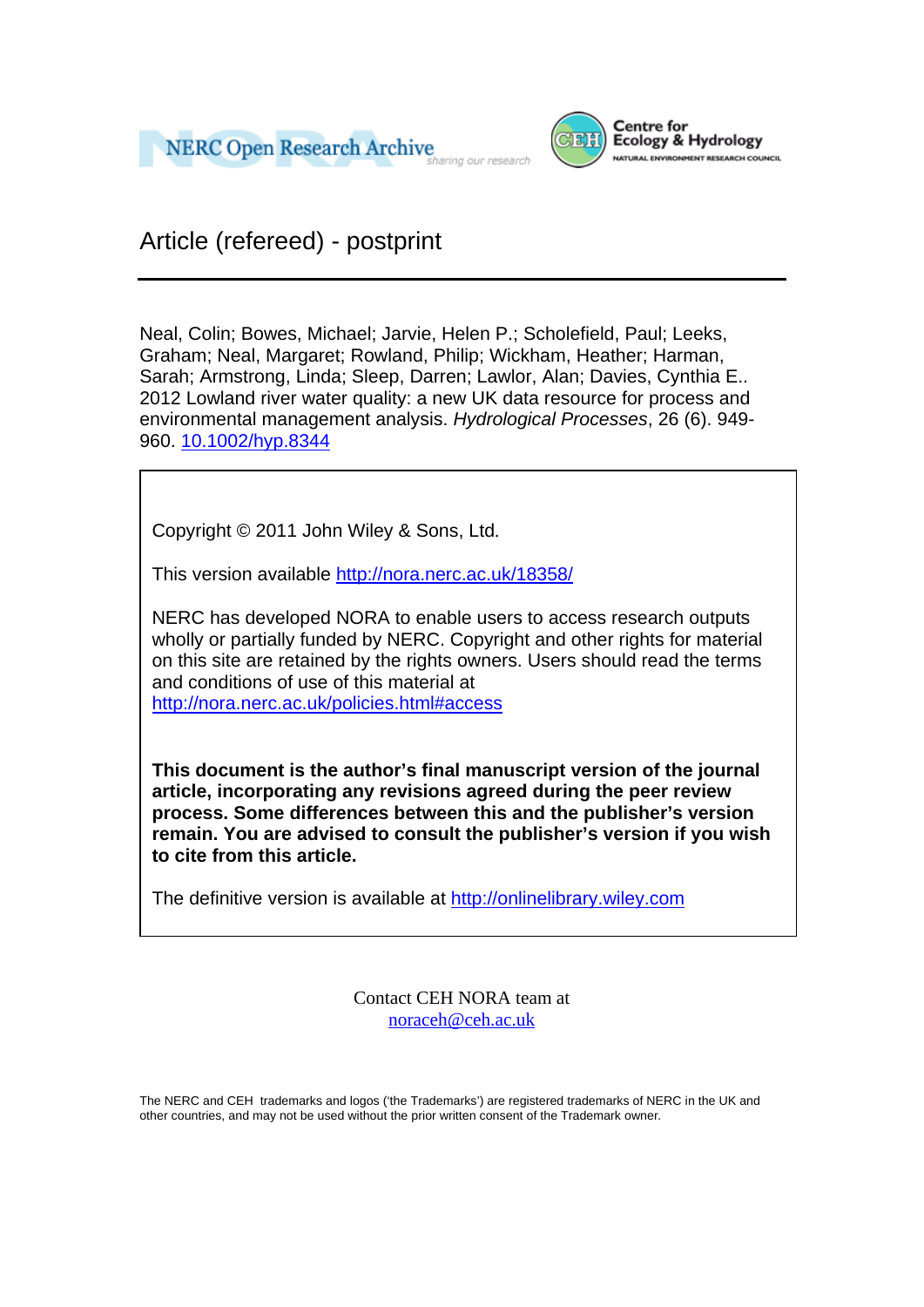NERC Open Research Archive

Centre for Ecology & Hydrology
NATURAL ENVIRONMENT RESEARCH COUNCIL

# Article (refereed) - postprint

Neal, Colin; Bowes, Michael; Jarvie, Helen P.; Scholefield, Paul; Leeks, Graham; Neal, Margaret; Rowland, Philip; Wickham, Heather; Harman, Sarah; Armstrong, Linda; Sleep, Darren; Lawlor, Alan; Davies, Cynthia E.. 2012 Lowland river water quality: a new UK data resource for process and environmental management analysis. *Hydrological Processes*, 26 (6). 949-960. 10.1002/hyp.8344

Copyright © 2011 John Wiley & Sons, Ltd.

This version available http://nora.nerc.ac.uk/18358/

NERC has developed NORA to enable users to access research outputs wholly or partially funded by NERC. Copyright and other rights for material on this site are retained by the rights owners. Users should read the terms and conditions of use of this material at http://nora.nerc.ac.uk/policies.html#access

**This document is the author's final manuscript version of the journal article, incorporating any revisions agreed during the peer review process. Some differences between this and the publisher's version remain. You are advised to consult the publisher's version if you wish to cite from this article.**

The definitive version is available at http://onlinelibrary.wiley.com

Contact CEH NORA team at
noraceh@ceh.ac.uk

The NERC and CEH trademarks and logos ('the Trademarks') are registered trademarks of NERC in the UK and other countries, and may not be used without the prior written consent of the Trademark owner.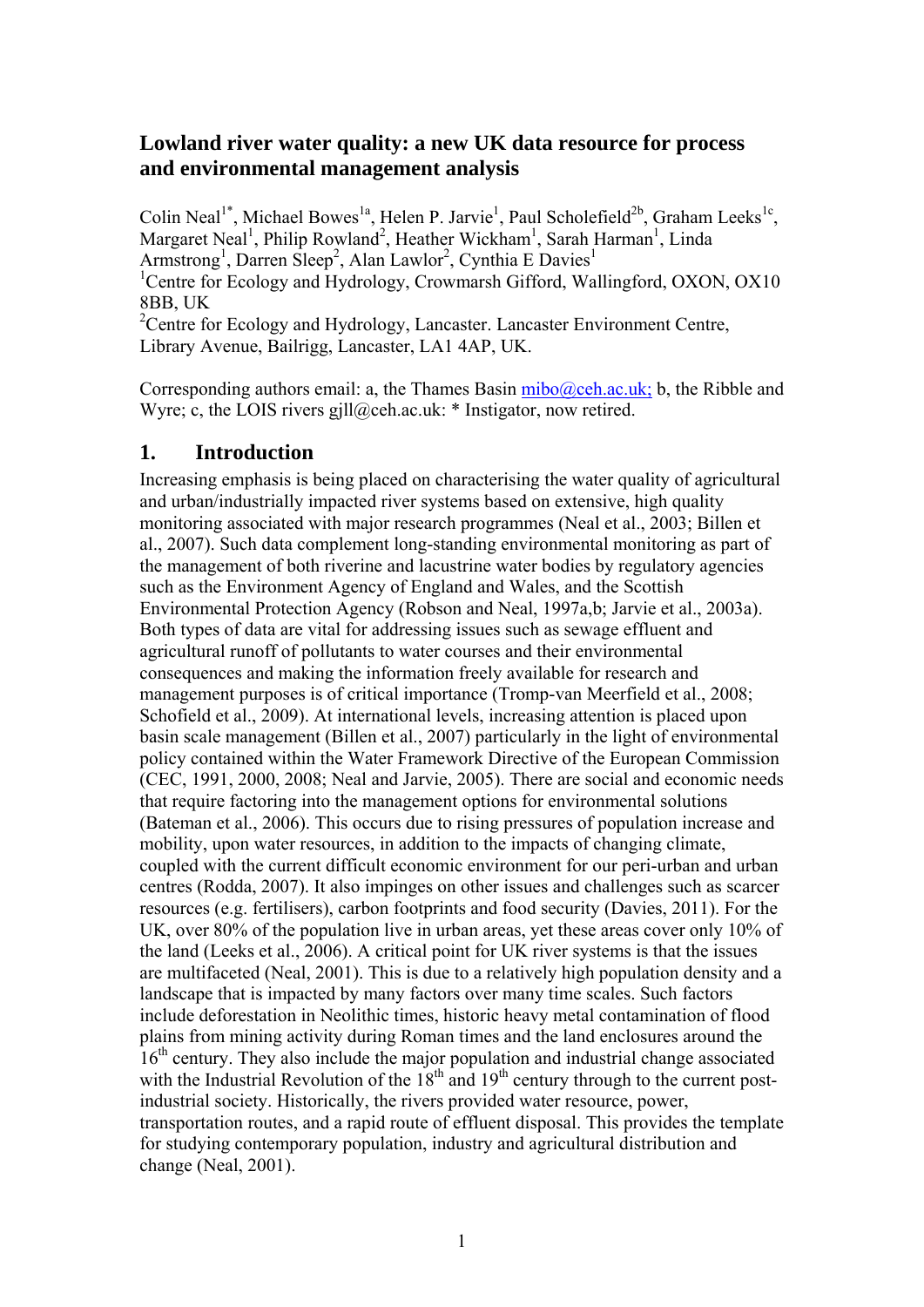# Lowland river water quality: a new UK data resource for process and environmental management analysis

Colin Neal[1*], Michael Bowes[1a], Helen P. Jarvie[1], Paul Scholefield[2b], Graham Leeks[1c], Margaret Neal[1], Philip Rowland[2], Heather Wickham[1], Sarah Harman[1], Linda Armstrong[1], Darren Sleep[2], Alan Lawlor[2], Cynthia E Davies[1]

[1]Centre for Ecology and Hydrology, Crowmarsh Gifford, Wallingford, OXON, OX10 8BB, UK

[2]Centre for Ecology and Hydrology, Lancaster. Lancaster Environment Centre, Library Avenue, Bailrigg, Lancaster, LA1 4AP, UK.

Corresponding authors email: a, the Thames Basin mibo@ceh.ac.uk; b, the Ribble and Wyre; c, the LOIS rivers gjll@ceh.ac.uk: * Instigator, now retired.

## 1. Introduction

Increasing emphasis is being placed on characterising the water quality of agricultural and urban/industrially impacted river systems based on extensive, high quality monitoring associated with major research programmes (Neal et al., 2003; Billen et al., 2007). Such data complement long-standing environmental monitoring as part of the management of both riverine and lacustrine water bodies by regulatory agencies such as the Environment Agency of England and Wales, and the Scottish Environmental Protection Agency (Robson and Neal, 1997a,b; Jarvie et al., 2003a). Both types of data are vital for addressing issues such as sewage effluent and agricultural runoff of pollutants to water courses and their environmental consequences and making the information freely available for research and management purposes is of critical importance (Tromp-van Meerfield et al., 2008; Schofield et al., 2009). At international levels, increasing attention is placed upon basin scale management (Billen et al., 2007) particularly in the light of environmental policy contained within the Water Framework Directive of the European Commission (CEC, 1991, 2000, 2008; Neal and Jarvie, 2005). There are social and economic needs that require factoring into the management options for environmental solutions (Bateman et al., 2006). This occurs due to rising pressures of population increase and mobility, upon water resources, in addition to the impacts of changing climate, coupled with the current difficult economic environment for our peri-urban and urban centres (Rodda, 2007). It also impinges on other issues and challenges such as scarcer resources (e.g. fertilisers), carbon footprints and food security (Davies, 2011). For the UK, over 80% of the population live in urban areas, yet these areas cover only 10% of the land (Leeks et al., 2006). A critical point for UK river systems is that the issues are multifaceted (Neal, 2001). This is due to a relatively high population density and a landscape that is impacted by many factors over many time scales. Such factors include deforestation in Neolithic times, historic heavy metal contamination of flood plains from mining activity during Roman times and the land enclosures around the 16th century. They also include the major population and industrial change associated with the Industrial Revolution of the 18th and 19th century through to the current post-industrial society. Historically, the rivers provided water resource, power, transportation routes, and a rapid route of effluent disposal. This provides the template for studying contemporary population, industry and agricultural distribution and change (Neal, 2001).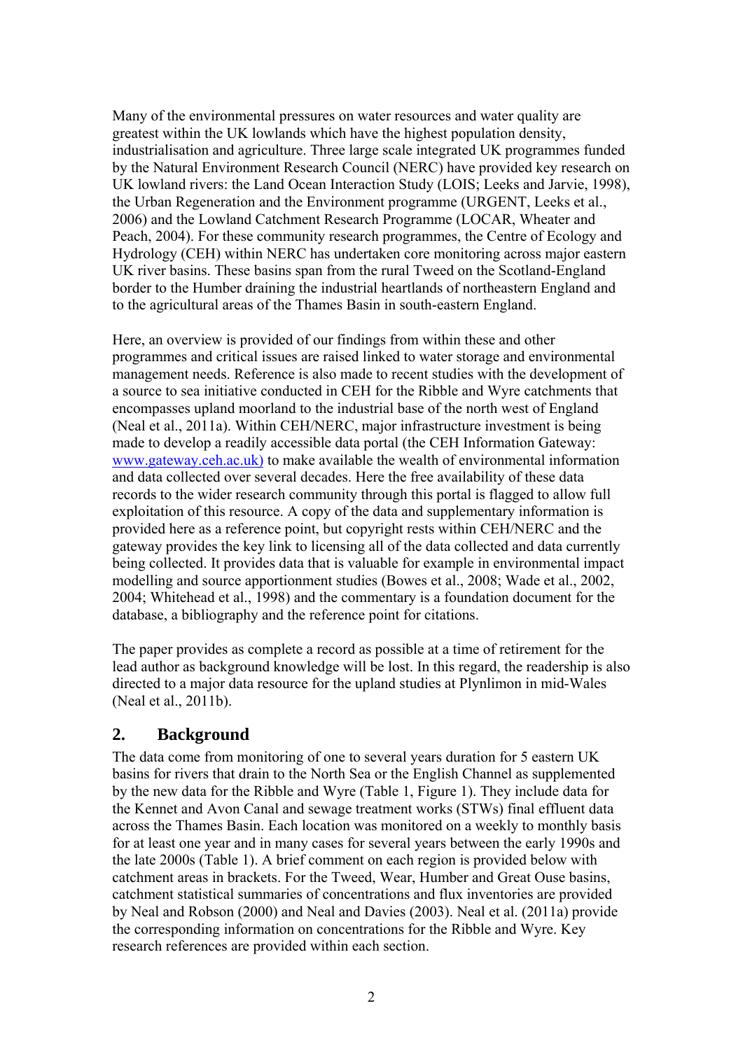Many of the environmental pressures on water resources and water quality are greatest within the UK lowlands which have the highest population density, industrialisation and agriculture. Three large scale integrated UK programmes funded by the Natural Environment Research Council (NERC) have provided key research on UK lowland rivers: the Land Ocean Interaction Study (LOIS; Leeks and Jarvie, 1998), the Urban Regeneration and the Environment programme (URGENT, Leeks et al., 2006) and the Lowland Catchment Research Programme (LOCAR, Wheater and Peach, 2004). For these community research programmes, the Centre of Ecology and Hydrology (CEH) within NERC has undertaken core monitoring across major eastern UK river basins. These basins span from the rural Tweed on the Scotland-England border to the Humber draining the industrial heartlands of northeastern England and to the agricultural areas of the Thames Basin in south-eastern England.

Here, an overview is provided of our findings from within these and other programmes and critical issues are raised linked to water storage and environmental management needs. Reference is also made to recent studies with the development of a source to sea initiative conducted in CEH for the Ribble and Wyre catchments that encompasses upland moorland to the industrial base of the north west of England (Neal et al., 2011a). Within CEH/NERC, major infrastructure investment is being made to develop a readily accessible data portal (the CEH Information Gateway: www.gateway.ceh.ac.uk) to make available the wealth of environmental information and data collected over several decades. Here the free availability of these data records to the wider research community through this portal is flagged to allow full exploitation of this resource. A copy of the data and supplementary information is provided here as a reference point, but copyright rests within CEH/NERC and the gateway provides the key link to licensing all of the data collected and data currently being collected. It provides data that is valuable for example in environmental impact modelling and source apportionment studies (Bowes et al., 2008; Wade et al., 2002, 2004; Whitehead et al., 1998) and the commentary is a foundation document for the database, a bibliography and the reference point for citations.

The paper provides as complete a record as possible at a time of retirement for the lead author as background knowledge will be lost. In this regard, the readership is also directed to a major data resource for the upland studies at Plynlimon in mid-Wales (Neal et al., 2011b).

## 2. Background

The data come from monitoring of one to several years duration for 5 eastern UK basins for rivers that drain to the North Sea or the English Channel as supplemented by the new data for the Ribble and Wyre (Table 1, Figure 1). They include data for the Kennet and Avon Canal and sewage treatment works (STWs) final effluent data across the Thames Basin. Each location was monitored on a weekly to monthly basis for at least one year and in many cases for several years between the early 1990s and the late 2000s (Table 1). A brief comment on each region is provided below with catchment areas in brackets. For the Tweed, Wear, Humber and Great Ouse basins, catchment statistical summaries of concentrations and flux inventories are provided by Neal and Robson (2000) and Neal and Davies (2003). Neal et al. (2011a) provide the corresponding information on concentrations for the Ribble and Wyre. Key research references are provided within each section.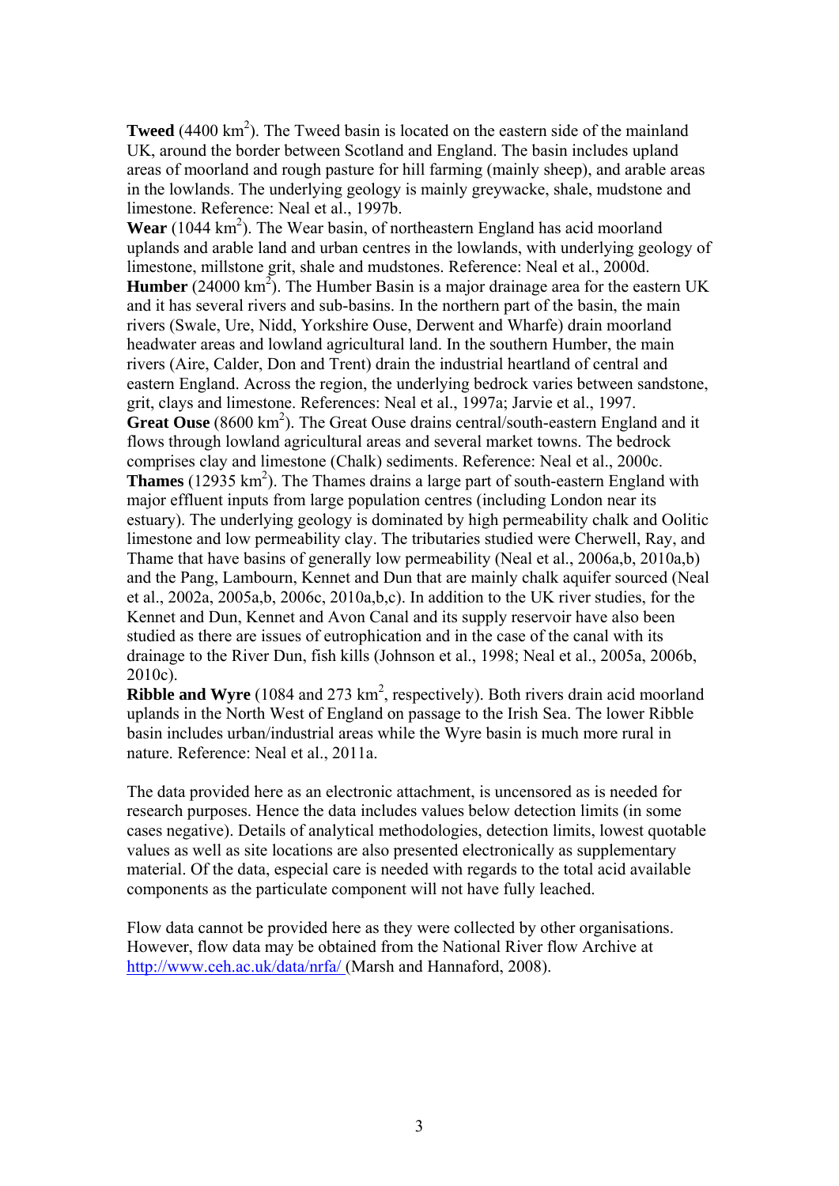**Tweed** (4400 $km^2$). The Tweed basin is located on the eastern side of the mainland UK, around the border between Scotland and England. The basin includes upland areas of moorland and rough pasture for hill farming (mainly sheep), and arable areas in the lowlands. The underlying geology is mainly greywacke, shale, mudstone and limestone. Reference: Neal et al., 1997b.

**Wear** (1044 $km^2$). The Wear basin, of northeastern England has acid moorland uplands and arable land and urban centres in the lowlands, with underlying geology of limestone, millstone grit, shale and mudstones. Reference: Neal et al., 2000d.

**Humber** (24000 $km^2$). The Humber Basin is a major drainage area for the eastern UK and it has several rivers and sub-basins. In the northern part of the basin, the main rivers (Swale, Ure, Nidd, Yorkshire Ouse, Derwent and Wharfe) drain moorland headwater areas and lowland agricultural land. In the southern Humber, the main rivers (Aire, Calder, Don and Trent) drain the industrial heartland of central and eastern England. Across the region, the underlying bedrock varies between sandstone, grit, clays and limestone. References: Neal et al., 1997a; Jarvie et al., 1997.

**Great Ouse** (8600 $km^2$). The Great Ouse drains central/south-eastern England and it flows through lowland agricultural areas and several market towns. The bedrock comprises clay and limestone (Chalk) sediments. Reference: Neal et al., 2000c.

**Thames** (12935 $km^2$). The Thames drains a large part of south-eastern England with major effluent inputs from large population centres (including London near its estuary). The underlying geology is dominated by high permeability chalk and Oolitic limestone and low permeability clay. The tributaries studied were Cherwell, Ray, and Thame that have basins of generally low permeability (Neal et al., 2006a,b, 2010a,b) and the Pang, Lambourn, Kennet and Dun that are mainly chalk aquifer sourced (Neal et al., 2002a, 2005a,b, 2006c, 2010a,b,c). In addition to the UK river studies, for the Kennet and Dun, Kennet and Avon Canal and its supply reservoir have also been studied as there are issues of eutrophication and in the case of the canal with its drainage to the River Dun, fish kills (Johnson et al., 1998; Neal et al., 2005a, 2006b, 2010c).

**Ribble and Wyre** (1084 and 273 $km^2$, respectively). Both rivers drain acid moorland uplands in the North West of England on passage to the Irish Sea. The lower Ribble basin includes urban/industrial areas while the Wyre basin is much more rural in nature. Reference: Neal et al., 2011a.

The data provided here as an electronic attachment, is uncensored as is needed for research purposes. Hence the data includes values below detection limits (in some cases negative). Details of analytical methodologies, detection limits, lowest quotable values as well as site locations are also presented electronically as supplementary material. Of the data, especial care is needed with regards to the total acid available components as the particulate component will not have fully leached.

Flow data cannot be provided here as they were collected by other organisations. However, flow data may be obtained from the National River flow Archive at http://www.ceh.ac.uk/data/nrfa/ (Marsh and Hannaford, 2008).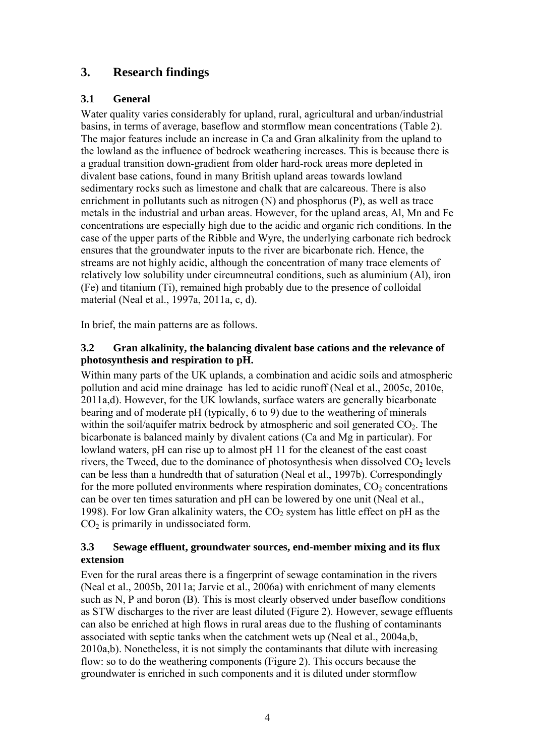## 3. Research findings

### 3.1 General

Water quality varies considerably for upland, rural, agricultural and urban/industrial basins, in terms of average, baseflow and stormflow mean concentrations (Table 2). The major features include an increase in Ca and Gran alkalinity from the upland to the lowland as the influence of bedrock weathering increases. This is because there is a gradual transition down-gradient from older hard-rock areas more depleted in divalent base cations, found in many British upland areas towards lowland sedimentary rocks such as limestone and chalk that are calcareous. There is also enrichment in pollutants such as nitrogen (N) and phosphorus (P), as well as trace metals in the industrial and urban areas. However, for the upland areas, Al, Mn and Fe concentrations are especially high due to the acidic and organic rich conditions. In the case of the upper parts of the Ribble and Wyre, the underlying carbonate rich bedrock ensures that the groundwater inputs to the river are bicarbonate rich. Hence, the streams are not highly acidic, although the concentration of many trace elements of relatively low solubility under circumneutral conditions, such as aluminium (Al), iron (Fe) and titanium (Ti), remained high probably due to the presence of colloidal material (Neal et al., 1997a, 2011a, c, d).

In brief, the main patterns are as follows.

### 3.2 Gran alkalinity, the balancing divalent base cations and the relevance of photosynthesis and respiration to pH.

Within many parts of the UK uplands, a combination and acidic soils and atmospheric pollution and acid mine drainage has led to acidic runoff (Neal et al., 2005c, 2010e, 2011a,d). However, for the UK lowlands, surface waters are generally bicarbonate bearing and of moderate pH (typically, 6 to 9) due to the weathering of minerals within the soil/aquifer matrix bedrock by atmospheric and soil generated $CO_2$. The bicarbonate is balanced mainly by divalent cations (Ca and Mg in particular). For lowland waters, pH can rise up to almost pH 11 for the cleanest of the east coast rivers, the Tweed, due to the dominance of photosynthesis when dissolved $CO_2$ levels can be less than a hundredth that of saturation (Neal et al., 1997b). Correspondingly for the more polluted environments where respiration dominates, $CO_2$ concentrations can be over ten times saturation and pH can be lowered by one unit (Neal et al., 1998). For low Gran alkalinity waters, the $CO_2$ system has little effect on pH as the $CO_2$ is primarily in undissociated form.

### 3.3 Sewage effluent, groundwater sources, end-member mixing and its flux extension

Even for the rural areas there is a fingerprint of sewage contamination in the rivers (Neal et al., 2005b, 2011a; Jarvie et al., 2006a) with enrichment of many elements such as N, P and boron (B). This is most clearly observed under baseflow conditions as STW discharges to the river are least diluted (Figure 2). However, sewage effluents can also be enriched at high flows in rural areas due to the flushing of contaminants associated with septic tanks when the catchment wets up (Neal et al., 2004a,b, 2010a,b). Nonetheless, it is not simply the contaminants that dilute with increasing flow: so to do the weathering components (Figure 2). This occurs because the groundwater is enriched in such components and it is diluted under stormflow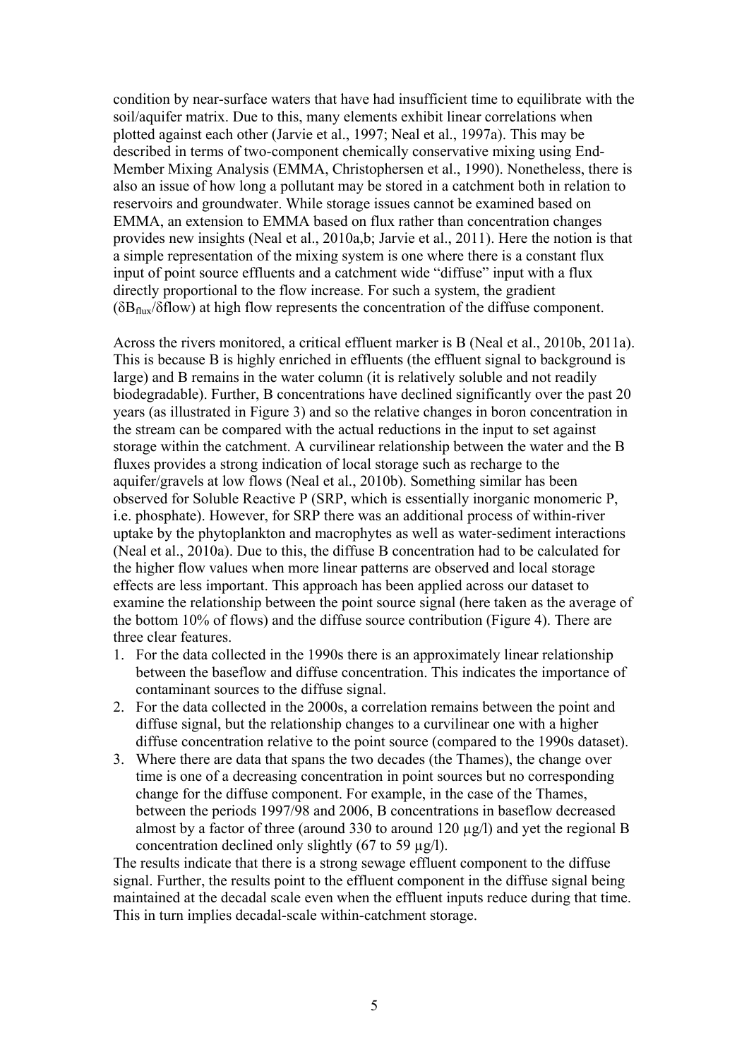condition by near-surface waters that have had insufficient time to equilibrate with the soil/aquifer matrix. Due to this, many elements exhibit linear correlations when plotted against each other (Jarvie et al., 1997; Neal et al., 1997a). This may be described in terms of two-component chemically conservative mixing using End-Member Mixing Analysis (EMMA, Christophersen et al., 1990). Nonetheless, there is also an issue of how long a pollutant may be stored in a catchment both in relation to reservoirs and groundwater. While storage issues cannot be examined based on EMMA, an extension to EMMA based on flux rather than concentration changes provides new insights (Neal et al., 2010a,b; Jarvie et al., 2011). Here the notion is that a simple representation of the mixing system is one where there is a constant flux input of point source effluents and a catchment wide "diffuse" input with a flux directly proportional to the flow increase. For such a system, the gradient ($\delta B_{flux}/\delta flow$) at high flow represents the concentration of the diffuse component.

Across the rivers monitored, a critical effluent marker is B (Neal et al., 2010b, 2011a). This is because B is highly enriched in effluents (the effluent signal to background is large) and B remains in the water column (it is relatively soluble and not readily biodegradable). Further, B concentrations have declined significantly over the past 20 years (as illustrated in Figure 3) and so the relative changes in boron concentration in the stream can be compared with the actual reductions in the input to set against storage within the catchment. A curvilinear relationship between the water and the B fluxes provides a strong indication of local storage such as recharge to the aquifer/gravels at low flows (Neal et al., 2010b). Something similar has been observed for Soluble Reactive P (SRP, which is essentially inorganic monomeric P, i.e. phosphate). However, for SRP there was an additional process of within-river uptake by the phytoplankton and macrophytes as well as water-sediment interactions (Neal et al., 2010a). Due to this, the diffuse B concentration had to be calculated for the higher flow values when more linear patterns are observed and local storage effects are less important. This approach has been applied across our dataset to examine the relationship between the point source signal (here taken as the average of the bottom 10% of flows) and the diffuse source contribution (Figure 4). There are three clear features.

1. For the data collected in the 1990s there is an approximately linear relationship between the baseflow and diffuse concentration. This indicates the importance of contaminant sources to the diffuse signal.
2. For the data collected in the 2000s, a correlation remains between the point and diffuse signal, but the relationship changes to a curvilinear one with a higher diffuse concentration relative to the point source (compared to the 1990s dataset).
3. Where there are data that spans the two decades (the Thames), the change over time is one of a decreasing concentration in point sources but no corresponding change for the diffuse component. For example, in the case of the Thames, between the periods 1997/98 and 2006, B concentrations in baseflow decreased almost by a factor of three (around 330 to around 120 µg/l) and yet the regional B concentration declined only slightly (67 to 59 µg/l).

The results indicate that there is a strong sewage effluent component to the diffuse signal. Further, the results point to the effluent component in the diffuse signal being maintained at the decadal scale even when the effluent inputs reduce during that time. This in turn implies decadal-scale within-catchment storage.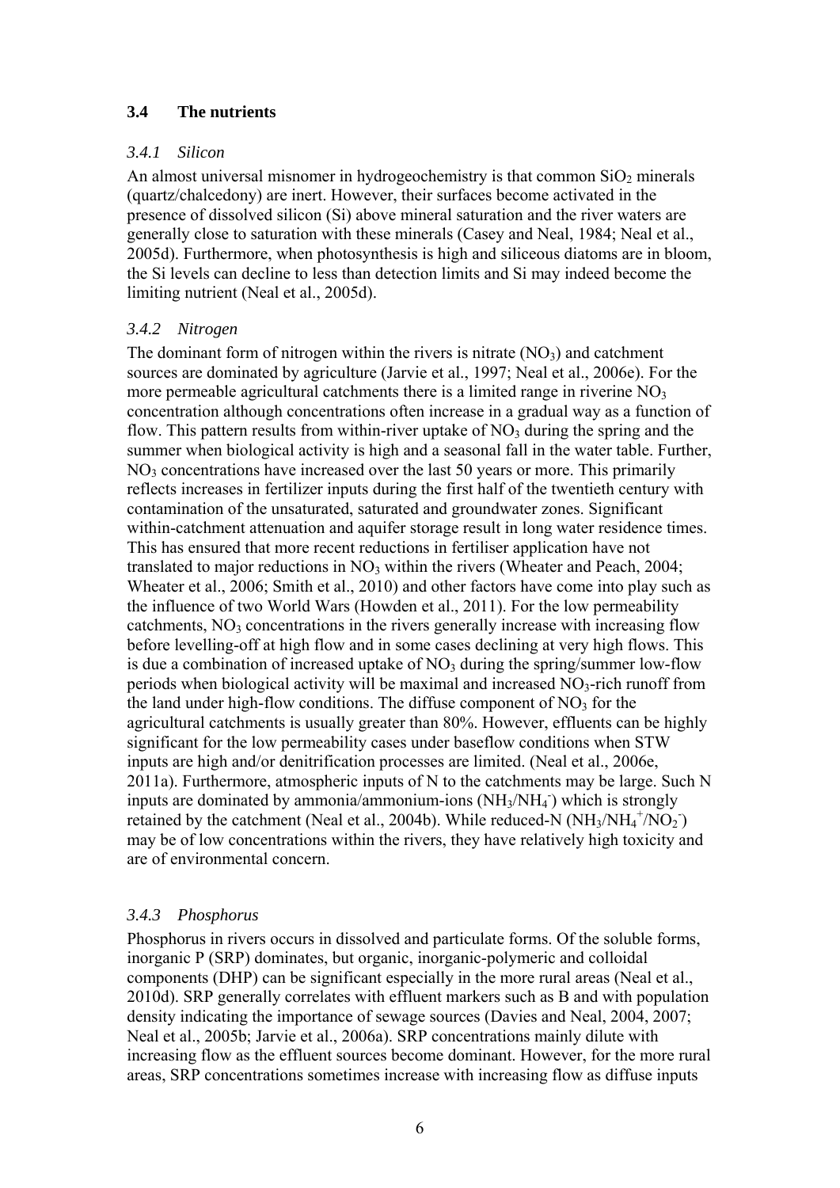### 3.4 The nutrients

#### *3.4.1 Silicon*

An almost universal misnomer in hydrogeochemistry is that common $SiO_2$ minerals (quartz/chalcedony) are inert. However, their surfaces become activated in the presence of dissolved silicon (Si) above mineral saturation and the river waters are generally close to saturation with these minerals (Casey and Neal, 1984; Neal et al., 2005d). Furthermore, when photosynthesis is high and siliceous diatoms are in bloom, the Si levels can decline to less than detection limits and Si may indeed become the limiting nutrient (Neal et al., 2005d).

#### *3.4.2 Nitrogen*

The dominant form of nitrogen within the rivers is nitrate ($NO_3$) and catchment sources are dominated by agriculture (Jarvie et al., 1997; Neal et al., 2006e). For the more permeable agricultural catchments there is a limited range in riverine $NO_3$ concentration although concentrations often increase in a gradual way as a function of flow. This pattern results from within-river uptake of $NO_3$ during the spring and the summer when biological activity is high and a seasonal fall in the water table. Further, $NO_3$ concentrations have increased over the last 50 years or more. This primarily reflects increases in fertilizer inputs during the first half of the twentieth century with contamination of the unsaturated, saturated and groundwater zones. Significant within-catchment attenuation and aquifer storage result in long water residence times. This has ensured that more recent reductions in fertiliser application have not translated to major reductions in $NO_3$ within the rivers (Wheater and Peach, 2004; Wheater et al., 2006; Smith et al., 2010) and other factors have come into play such as the influence of two World Wars (Howden et al., 2011). For the low permeability catchments, $NO_3$ concentrations in the rivers generally increase with increasing flow before levelling-off at high flow and in some cases declining at very high flows. This is due a combination of increased uptake of $NO_3$ during the spring/summer low-flow periods when biological activity will be maximal and increased $NO_3$-rich runoff from the land under high-flow conditions. The diffuse component of $NO_3$ for the agricultural catchments is usually greater than 80%. However, effluents can be highly significant for the low permeability cases under baseflow conditions when STW inputs are high and/or denitrification processes are limited. (Neal et al., 2006e, 2011a). Furthermore, atmospheric inputs of N to the catchments may be large. Such N inputs are dominated by ammonia/ammonium-ions ($NH_3/NH_4^-$) which is strongly retained by the catchment (Neal et al., 2004b). While reduced-N ($NH_3/NH_4^+/NO_2^-$) may be of low concentrations within the rivers, they have relatively high toxicity and are of environmental concern.

#### *3.4.3 Phosphorus*

Phosphorus in rivers occurs in dissolved and particulate forms. Of the soluble forms, inorganic P (SRP) dominates, but organic, inorganic-polymeric and colloidal components (DHP) can be significant especially in the more rural areas (Neal et al., 2010d). SRP generally correlates with effluent markers such as B and with population density indicating the importance of sewage sources (Davies and Neal, 2004, 2007; Neal et al., 2005b; Jarvie et al., 2006a). SRP concentrations mainly dilute with increasing flow as the effluent sources become dominant. However, for the more rural areas, SRP concentrations sometimes increase with increasing flow as diffuse inputs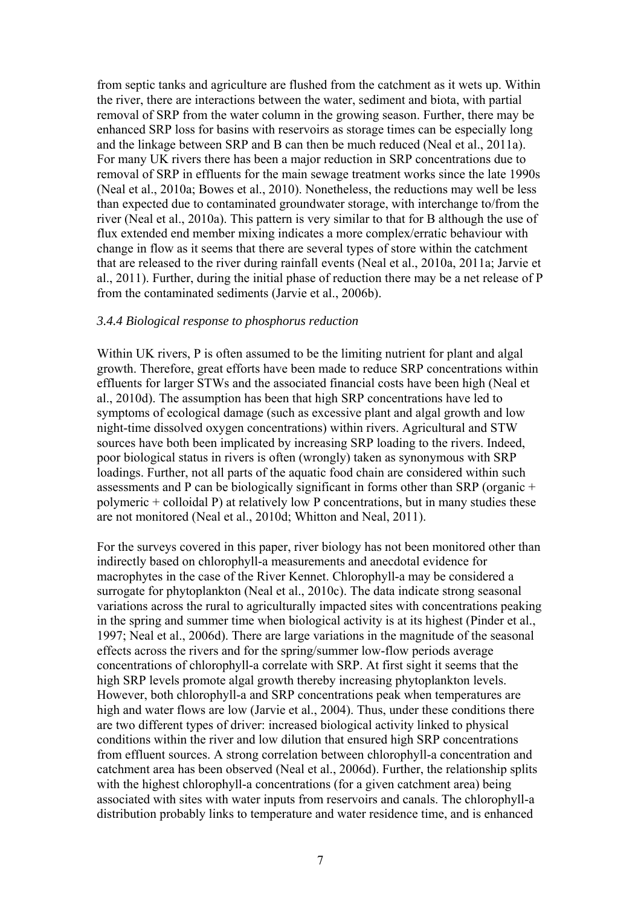from septic tanks and agriculture are flushed from the catchment as it wets up. Within the river, there are interactions between the water, sediment and biota, with partial removal of SRP from the water column in the growing season. Further, there may be enhanced SRP loss for basins with reservoirs as storage times can be especially long and the linkage between SRP and B can then be much reduced (Neal et al., 2011a). For many UK rivers there has been a major reduction in SRP concentrations due to removal of SRP in effluents for the main sewage treatment works since the late 1990s (Neal et al., 2010a; Bowes et al., 2010). Nonetheless, the reductions may well be less than expected due to contaminated groundwater storage, with interchange to/from the river (Neal et al., 2010a). This pattern is very similar to that for B although the use of flux extended end member mixing indicates a more complex/erratic behaviour with change in flow as it seems that there are several types of store within the catchment that are released to the river during rainfall events (Neal et al., 2010a, 2011a; Jarvie et al., 2011). Further, during the initial phase of reduction there may be a net release of P from the contaminated sediments (Jarvie et al., 2006b).

### *3.4.4 Biological response to phosphorus reduction*

Within UK rivers, P is often assumed to be the limiting nutrient for plant and algal growth. Therefore, great efforts have been made to reduce SRP concentrations within effluents for larger STWs and the associated financial costs have been high (Neal et al., 2010d). The assumption has been that high SRP concentrations have led to symptoms of ecological damage (such as excessive plant and algal growth and low night-time dissolved oxygen concentrations) within rivers. Agricultural and STW sources have both been implicated by increasing SRP loading to the rivers. Indeed, poor biological status in rivers is often (wrongly) taken as synonymous with SRP loadings. Further, not all parts of the aquatic food chain are considered within such assessments and P can be biologically significant in forms other than SRP (organic + polymeric + colloidal P) at relatively low P concentrations, but in many studies these are not monitored (Neal et al., 2010d; Whitton and Neal, 2011).

For the surveys covered in this paper, river biology has not been monitored other than indirectly based on chlorophyll-a measurements and anecdotal evidence for macrophytes in the case of the River Kennet. Chlorophyll-a may be considered a surrogate for phytoplankton (Neal et al., 2010c). The data indicate strong seasonal variations across the rural to agriculturally impacted sites with concentrations peaking in the spring and summer time when biological activity is at its highest (Pinder et al., 1997; Neal et al., 2006d). There are large variations in the magnitude of the seasonal effects across the rivers and for the spring/summer low-flow periods average concentrations of chlorophyll-a correlate with SRP. At first sight it seems that the high SRP levels promote algal growth thereby increasing phytoplankton levels. However, both chlorophyll-a and SRP concentrations peak when temperatures are high and water flows are low (Jarvie et al., 2004). Thus, under these conditions there are two different types of driver: increased biological activity linked to physical conditions within the river and low dilution that ensured high SRP concentrations from effluent sources. A strong correlation between chlorophyll-a concentration and catchment area has been observed (Neal et al., 2006d). Further, the relationship splits with the highest chlorophyll-a concentrations (for a given catchment area) being associated with sites with water inputs from reservoirs and canals. The chlorophyll-a distribution probably links to temperature and water residence time, and is enhanced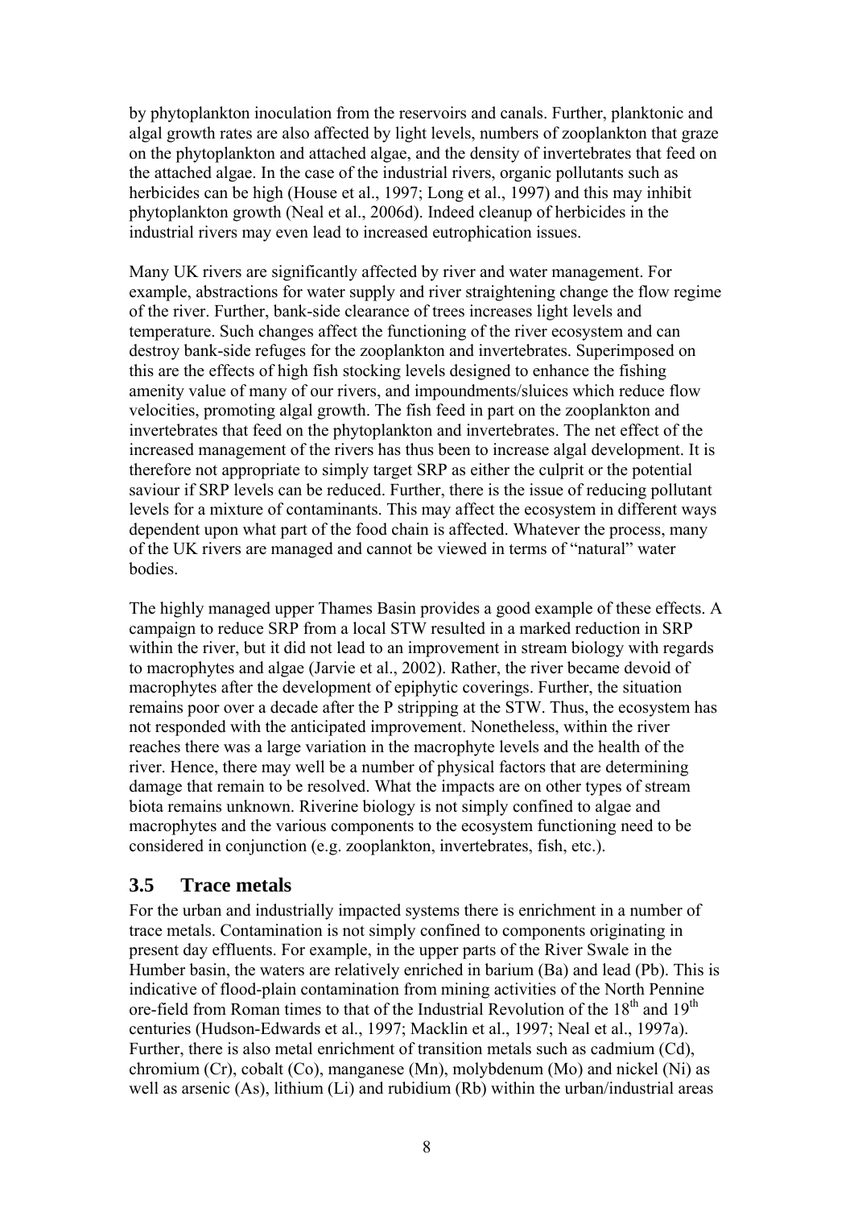by phytoplankton inoculation from the reservoirs and canals. Further, planktonic and algal growth rates are also affected by light levels, numbers of zooplankton that graze on the phytoplankton and attached algae, and the density of invertebrates that feed on the attached algae. In the case of the industrial rivers, organic pollutants such as herbicides can be high (House et al., 1997; Long et al., 1997) and this may inhibit phytoplankton growth (Neal et al., 2006d). Indeed cleanup of herbicides in the industrial rivers may even lead to increased eutrophication issues.

Many UK rivers are significantly affected by river and water management. For example, abstractions for water supply and river straightening change the flow regime of the river. Further, bank-side clearance of trees increases light levels and temperature. Such changes affect the functioning of the river ecosystem and can destroy bank-side refuges for the zooplankton and invertebrates. Superimposed on this are the effects of high fish stocking levels designed to enhance the fishing amenity value of many of our rivers, and impoundments/sluices which reduce flow velocities, promoting algal growth. The fish feed in part on the zooplankton and invertebrates that feed on the phytoplankton and invertebrates. The net effect of the increased management of the rivers has thus been to increase algal development. It is therefore not appropriate to simply target SRP as either the culprit or the potential saviour if SRP levels can be reduced. Further, there is the issue of reducing pollutant levels for a mixture of contaminants. This may affect the ecosystem in different ways dependent upon what part of the food chain is affected. Whatever the process, many of the UK rivers are managed and cannot be viewed in terms of "natural" water bodies.

The highly managed upper Thames Basin provides a good example of these effects. A campaign to reduce SRP from a local STW resulted in a marked reduction in SRP within the river, but it did not lead to an improvement in stream biology with regards to macrophytes and algae (Jarvie et al., 2002). Rather, the river became devoid of macrophytes after the development of epiphytic coverings. Further, the situation remains poor over a decade after the P stripping at the STW. Thus, the ecosystem has not responded with the anticipated improvement. Nonetheless, within the river reaches there was a large variation in the macrophyte levels and the health of the river. Hence, there may well be a number of physical factors that are determining damage that remain to be resolved. What the impacts are on other types of stream biota remains unknown. Riverine biology is not simply confined to algae and macrophytes and the various components to the ecosystem functioning need to be considered in conjunction (e.g. zooplankton, invertebrates, fish, etc.).

## 3.5 Trace metals

For the urban and industrially impacted systems there is enrichment in a number of trace metals. Contamination is not simply confined to components originating in present day effluents. For example, in the upper parts of the River Swale in the Humber basin, the waters are relatively enriched in barium (Ba) and lead (Pb). This is indicative of flood-plain contamination from mining activities of the North Pennine ore-field from Roman times to that of the Industrial Revolution of the 18th and 19th centuries (Hudson-Edwards et al., 1997; Macklin et al., 1997; Neal et al., 1997a). Further, there is also metal enrichment of transition metals such as cadmium (Cd), chromium (Cr), cobalt (Co), manganese (Mn), molybdenum (Mo) and nickel (Ni) as well as arsenic (As), lithium (Li) and rubidium (Rb) within the urban/industrial areas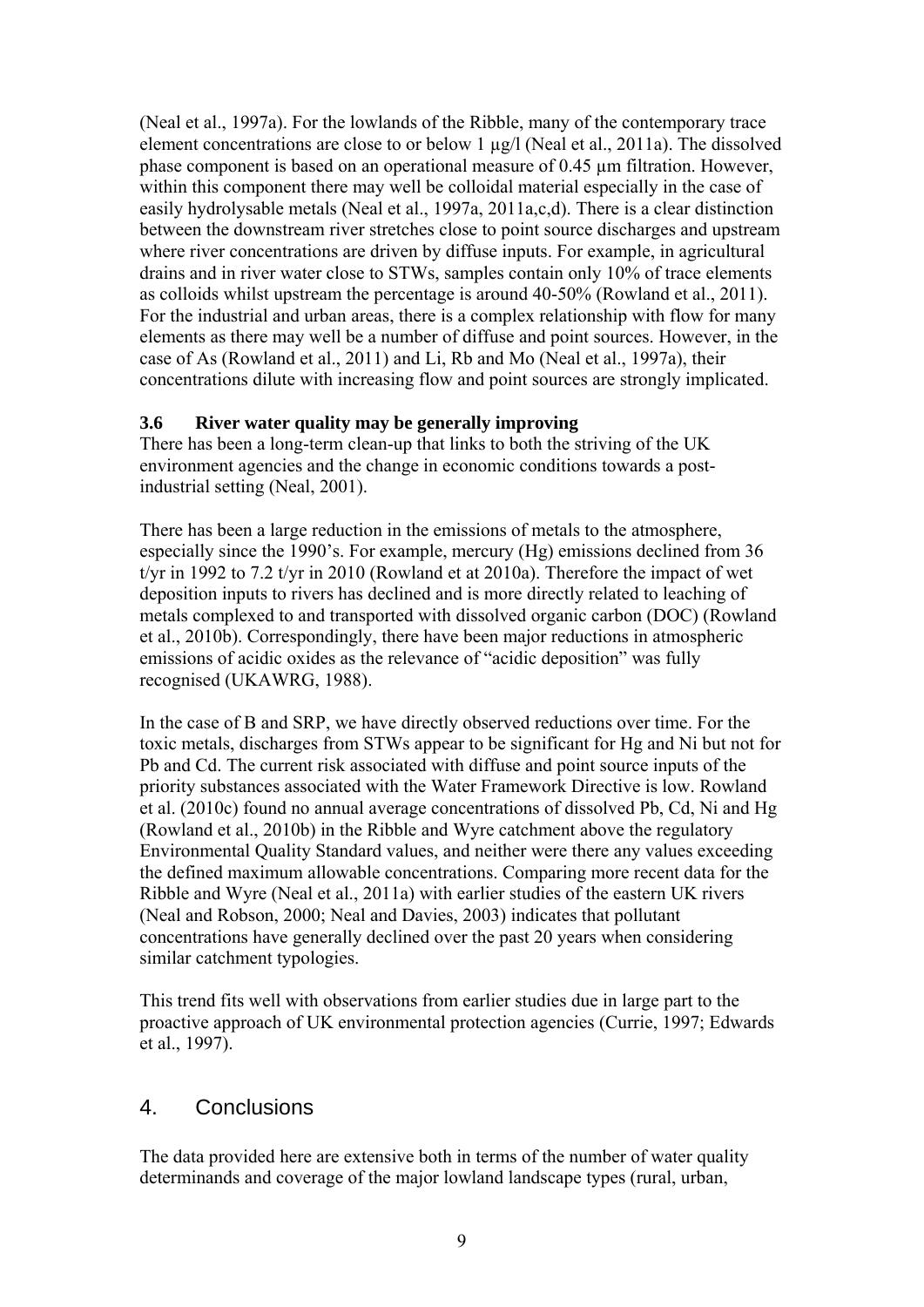(Neal et al., 1997a). For the lowlands of the Ribble, many of the contemporary trace element concentrations are close to or below 1 µg/l (Neal et al., 2011a). The dissolved phase component is based on an operational measure of 0.45 µm filtration. However, within this component there may well be colloidal material especially in the case of easily hydrolysable metals (Neal et al., 1997a, 2011a,c,d). There is a clear distinction between the downstream river stretches close to point source discharges and upstream where river concentrations are driven by diffuse inputs. For example, in agricultural drains and in river water close to STWs, samples contain only 10% of trace elements as colloids whilst upstream the percentage is around 40-50% (Rowland et al., 2011). For the industrial and urban areas, there is a complex relationship with flow for many elements as there may well be a number of diffuse and point sources. However, in the case of As (Rowland et al., 2011) and Li, Rb and Mo (Neal et al., 1997a), their concentrations dilute with increasing flow and point sources are strongly implicated.

### 3.6 River water quality may be generally improving

There has been a long-term clean-up that links to both the striving of the UK environment agencies and the change in economic conditions towards a post-industrial setting (Neal, 2001).

There has been a large reduction in the emissions of metals to the atmosphere, especially since the 1990's. For example, mercury (Hg) emissions declined from 36 t/yr in 1992 to 7.2 t/yr in 2010 (Rowland et at 2010a). Therefore the impact of wet deposition inputs to rivers has declined and is more directly related to leaching of metals complexed to and transported with dissolved organic carbon (DOC) (Rowland et al., 2010b). Correspondingly, there have been major reductions in atmospheric emissions of acidic oxides as the relevance of "acidic deposition" was fully recognised (UKAWRG, 1988).

In the case of B and SRP, we have directly observed reductions over time. For the toxic metals, discharges from STWs appear to be significant for Hg and Ni but not for Pb and Cd. The current risk associated with diffuse and point source inputs of the priority substances associated with the Water Framework Directive is low. Rowland et al. (2010c) found no annual average concentrations of dissolved Pb, Cd, Ni and Hg (Rowland et al., 2010b) in the Ribble and Wyre catchment above the regulatory Environmental Quality Standard values, and neither were there any values exceeding the defined maximum allowable concentrations. Comparing more recent data for the Ribble and Wyre (Neal et al., 2011a) with earlier studies of the eastern UK rivers (Neal and Robson, 2000; Neal and Davies, 2003) indicates that pollutant concentrations have generally declined over the past 20 years when considering similar catchment typologies.

This trend fits well with observations from earlier studies due in large part to the proactive approach of UK environmental protection agencies (Currie, 1997; Edwards et al., 1997).

## 4. Conclusions

The data provided here are extensive both in terms of the number of water quality determinands and coverage of the major lowland landscape types (rural, urban,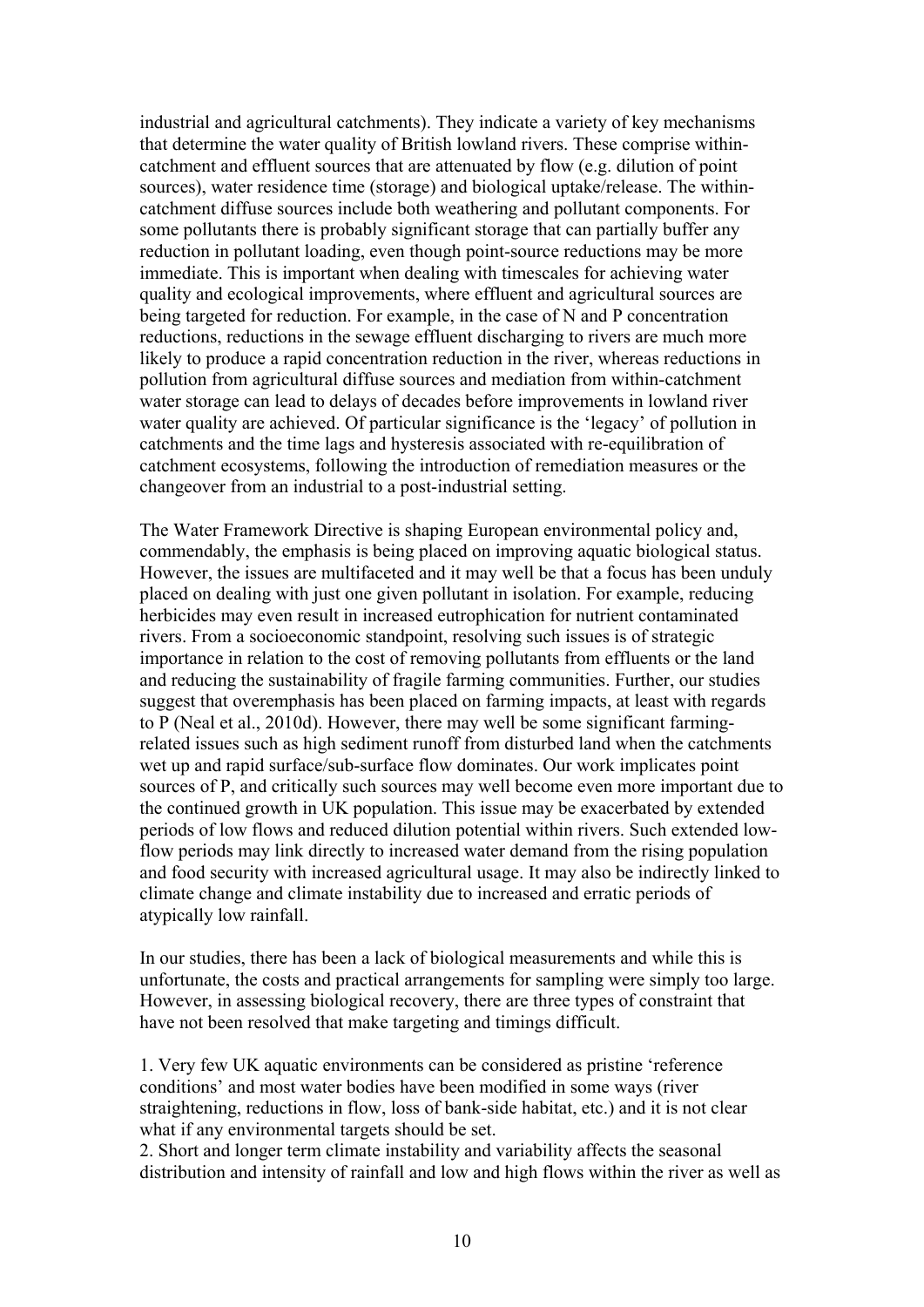industrial and agricultural catchments). They indicate a variety of key mechanisms that determine the water quality of British lowland rivers. These comprise within-catchment and effluent sources that are attenuated by flow (e.g. dilution of point sources), water residence time (storage) and biological uptake/release. The within-catchment diffuse sources include both weathering and pollutant components. For some pollutants there is probably significant storage that can partially buffer any reduction in pollutant loading, even though point-source reductions may be more immediate. This is important when dealing with timescales for achieving water quality and ecological improvements, where effluent and agricultural sources are being targeted for reduction. For example, in the case of N and P concentration reductions, reductions in the sewage effluent discharging to rivers are much more likely to produce a rapid concentration reduction in the river, whereas reductions in pollution from agricultural diffuse sources and mediation from within-catchment water storage can lead to delays of decades before improvements in lowland river water quality are achieved. Of particular significance is the 'legacy' of pollution in catchments and the time lags and hysteresis associated with re-equilibration of catchment ecosystems, following the introduction of remediation measures or the changeover from an industrial to a post-industrial setting.

The Water Framework Directive is shaping European environmental policy and, commendably, the emphasis is being placed on improving aquatic biological status. However, the issues are multifaceted and it may well be that a focus has been unduly placed on dealing with just one given pollutant in isolation. For example, reducing herbicides may even result in increased eutrophication for nutrient contaminated rivers. From a socioeconomic standpoint, resolving such issues is of strategic importance in relation to the cost of removing pollutants from effluents or the land and reducing the sustainability of fragile farming communities. Further, our studies suggest that overemphasis has been placed on farming impacts, at least with regards to P (Neal et al., 2010d). However, there may well be some significant farming-related issues such as high sediment runoff from disturbed land when the catchments wet up and rapid surface/sub-surface flow dominates. Our work implicates point sources of P, and critically such sources may well become even more important due to the continued growth in UK population. This issue may be exacerbated by extended periods of low flows and reduced dilution potential within rivers. Such extended low-flow periods may link directly to increased water demand from the rising population and food security with increased agricultural usage. It may also be indirectly linked to climate change and climate instability due to increased and erratic periods of atypically low rainfall.

In our studies, there has been a lack of biological measurements and while this is unfortunate, the costs and practical arrangements for sampling were simply too large. However, in assessing biological recovery, there are three types of constraint that have not been resolved that make targeting and timings difficult.

1. Very few UK aquatic environments can be considered as pristine 'reference conditions' and most water bodies have been modified in some ways (river straightening, reductions in flow, loss of bank-side habitat, etc.) and it is not clear what if any environmental targets should be set.
2. Short and longer term climate instability and variability affects the seasonal distribution and intensity of rainfall and low and high flows within the river as well as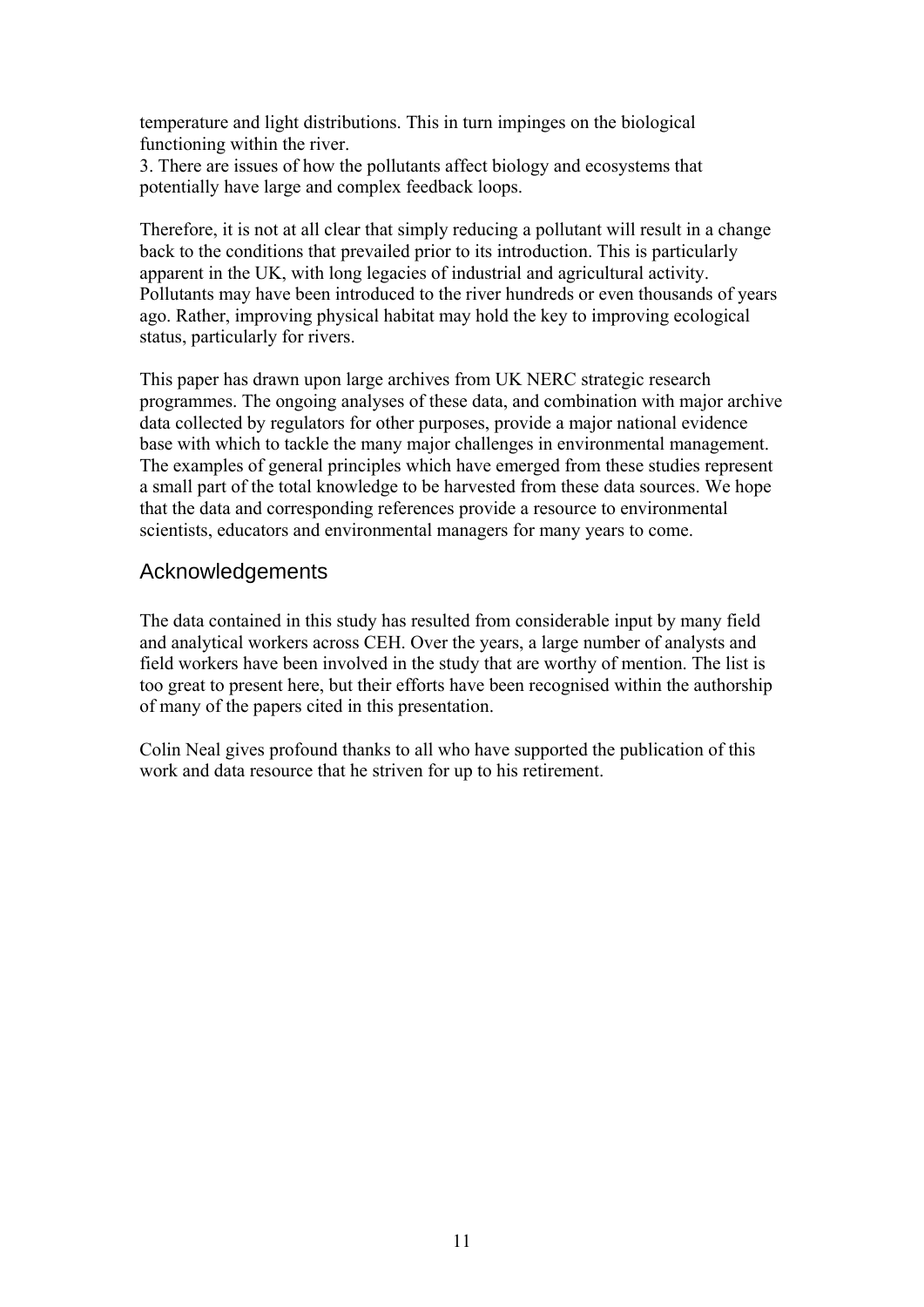temperature and light distributions. This in turn impinges on the biological functioning within the river.
3. There are issues of how the pollutants affect biology and ecosystems that potentially have large and complex feedback loops.

Therefore, it is not at all clear that simply reducing a pollutant will result in a change back to the conditions that prevailed prior to its introduction. This is particularly apparent in the UK, with long legacies of industrial and agricultural activity. Pollutants may have been introduced to the river hundreds or even thousands of years ago. Rather, improving physical habitat may hold the key to improving ecological status, particularly for rivers.

This paper has drawn upon large archives from UK NERC strategic research programmes. The ongoing analyses of these data, and combination with major archive data collected by regulators for other purposes, provide a major national evidence base with which to tackle the many major challenges in environmental management. The examples of general principles which have emerged from these studies represent a small part of the total knowledge to be harvested from these data sources. We hope that the data and corresponding references provide a resource to environmental scientists, educators and environmental managers for many years to come.

## Acknowledgements

The data contained in this study has resulted from considerable input by many field and analytical workers across CEH. Over the years, a large number of analysts and field workers have been involved in the study that are worthy of mention. The list is too great to present here, but their efforts have been recognised within the authorship of many of the papers cited in this presentation.

Colin Neal gives profound thanks to all who have supported the publication of this work and data resource that he striven for up to his retirement.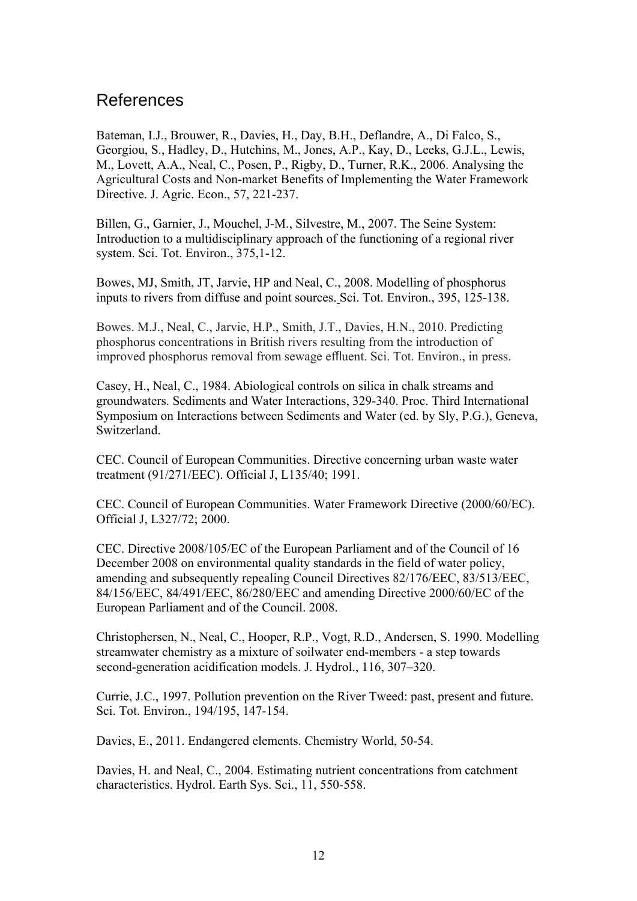## References

Bateman, I.J., Brouwer, R., Davies, H., Day, B.H., Deflandre, A., Di Falco, S., Georgiou, S., Hadley, D., Hutchins, M., Jones, A.P., Kay, D., Leeks, G.J.L., Lewis, M., Lovett, A.A., Neal, C., Posen, P., Rigby, D., Turner, R.K., 2006. Analysing the Agricultural Costs and Non-market Benefits of Implementing the Water Framework Directive. J. Agric. Econ., 57, 221-237.

Billen, G., Garnier, J., Mouchel, J-M., Silvestre, M., 2007. The Seine System: Introduction to a multidisciplinary approach of the functioning of a regional river system. Sci. Tot. Environ., 375,1-12.

Bowes, MJ, Smith, JT, Jarvie, HP and Neal, C., 2008. Modelling of phosphorus inputs to rivers from diffuse and point sources. Sci. Tot. Environ., 395, 125-138.

Bowes. M.J., Neal, C., Jarvie, H.P., Smith, J.T., Davies, H.N., 2010. Predicting phosphorus concentrations in British rivers resulting from the introduction of improved phosphorus removal from sewage effluent. Sci. Tot. Environ., in press.

Casey, H., Neal, C., 1984. Abiological controls on silica in chalk streams and groundwaters. Sediments and Water Interactions, 329-340. Proc. Third International Symposium on Interactions between Sediments and Water (ed. by Sly, P.G.), Geneva, Switzerland.

CEC. Council of European Communities. Directive concerning urban waste water treatment (91/271/EEC). Official J, L135/40; 1991.

CEC. Council of European Communities. Water Framework Directive (2000/60/EC). Official J, L327/72; 2000.

CEC. Directive 2008/105/EC of the European Parliament and of the Council of 16 December 2008 on environmental quality standards in the field of water policy, amending and subsequently repealing Council Directives 82/176/EEC, 83/513/EEC, 84/156/EEC, 84/491/EEC, 86/280/EEC and amending Directive 2000/60/EC of the European Parliament and of the Council. 2008.

Christophersen, N., Neal, C., Hooper, R.P., Vogt, R.D., Andersen, S. 1990. Modelling streamwater chemistry as a mixture of soilwater end-members - a step towards second-generation acidification models. J. Hydrol., 116, 307–320.

Currie, J.C., 1997. Pollution prevention on the River Tweed: past, present and future. Sci. Tot. Environ., 194/195, 147-154.

Davies, E., 2011. Endangered elements. Chemistry World, 50-54.

Davies, H. and Neal, C., 2004. Estimating nutrient concentrations from catchment characteristics. Hydrol. Earth Sys. Sci., 11, 550-558.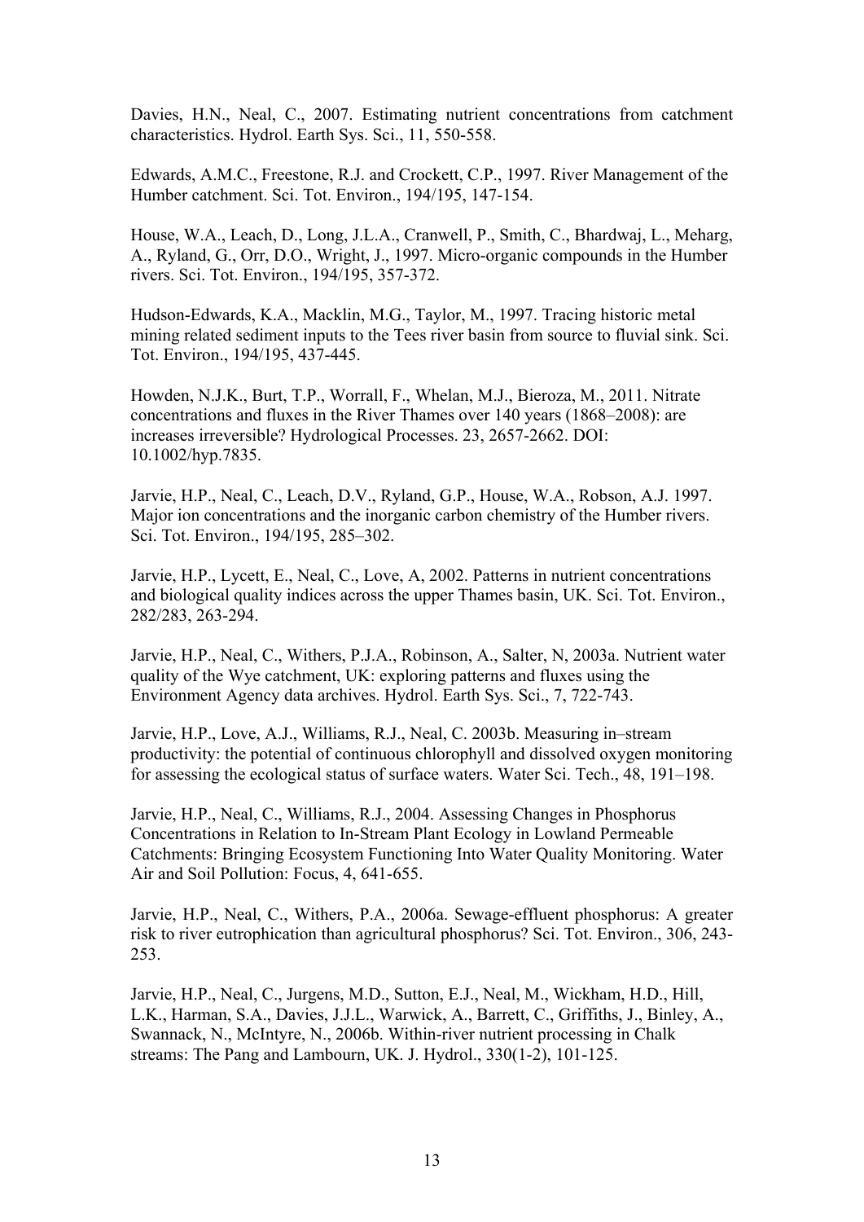Davies, H.N., Neal, C., 2007. Estimating nutrient concentrations from catchment characteristics. Hydrol. Earth Sys. Sci., 11, 550-558.

Edwards, A.M.C., Freestone, R.J. and Crockett, C.P., 1997. River Management of the Humber catchment. Sci. Tot. Environ., 194/195, 147-154.

House, W.A., Leach, D., Long, J.L.A., Cranwell, P., Smith, C., Bhardwaj, L., Meharg, A., Ryland, G., Orr, D.O., Wright, J., 1997. Micro-organic compounds in the Humber rivers. Sci. Tot. Environ., 194/195, 357-372.

Hudson-Edwards, K.A., Macklin, M.G., Taylor, M., 1997. Tracing historic metal mining related sediment inputs to the Tees river basin from source to fluvial sink. Sci. Tot. Environ., 194/195, 437-445.

Howden, N.J.K., Burt, T.P., Worrall, F., Whelan, M.J., Bieroza, M., 2011. Nitrate concentrations and fluxes in the River Thames over 140 years (1868–2008): are increases irreversible? Hydrological Processes. 23, 2657-2662. DOI: 10.1002/hyp.7835.

Jarvie, H.P., Neal, C., Leach, D.V., Ryland, G.P., House, W.A., Robson, A.J. 1997. Major ion concentrations and the inorganic carbon chemistry of the Humber rivers. Sci. Tot. Environ., 194/195, 285–302.

Jarvie, H.P., Lycett, E., Neal, C., Love, A, 2002. Patterns in nutrient concentrations and biological quality indices across the upper Thames basin, UK. Sci. Tot. Environ., 282/283, 263-294.

Jarvie, H.P., Neal, C., Withers, P.J.A., Robinson, A., Salter, N, 2003a. Nutrient water quality of the Wye catchment, UK: exploring patterns and fluxes using the Environment Agency data archives. Hydrol. Earth Sys. Sci., 7, 722-743.

Jarvie, H.P., Love, A.J., Williams, R.J., Neal, C. 2003b. Measuring in–stream productivity: the potential of continuous chlorophyll and dissolved oxygen monitoring for assessing the ecological status of surface waters. Water Sci. Tech., 48, 191–198.

Jarvie, H.P., Neal, C., Williams, R.J., 2004. Assessing Changes in Phosphorus Concentrations in Relation to In-Stream Plant Ecology in Lowland Permeable Catchments: Bringing Ecosystem Functioning Into Water Quality Monitoring. Water Air and Soil Pollution: Focus, 4, 641-655.

Jarvie, H.P., Neal, C., Withers, P.A., 2006a. Sewage-effluent phosphorus: A greater risk to river eutrophication than agricultural phosphorus? Sci. Tot. Environ., 306, 243-253.

Jarvie, H.P., Neal, C., Jurgens, M.D., Sutton, E.J., Neal, M., Wickham, H.D., Hill, L.K., Harman, S.A., Davies, J.J.L., Warwick, A., Barrett, C., Griffiths, J., Binley, A., Swannack, N., McIntyre, N., 2006b. Within-river nutrient processing in Chalk streams: The Pang and Lambourn, UK. J. Hydrol., 330(1-2), 101-125.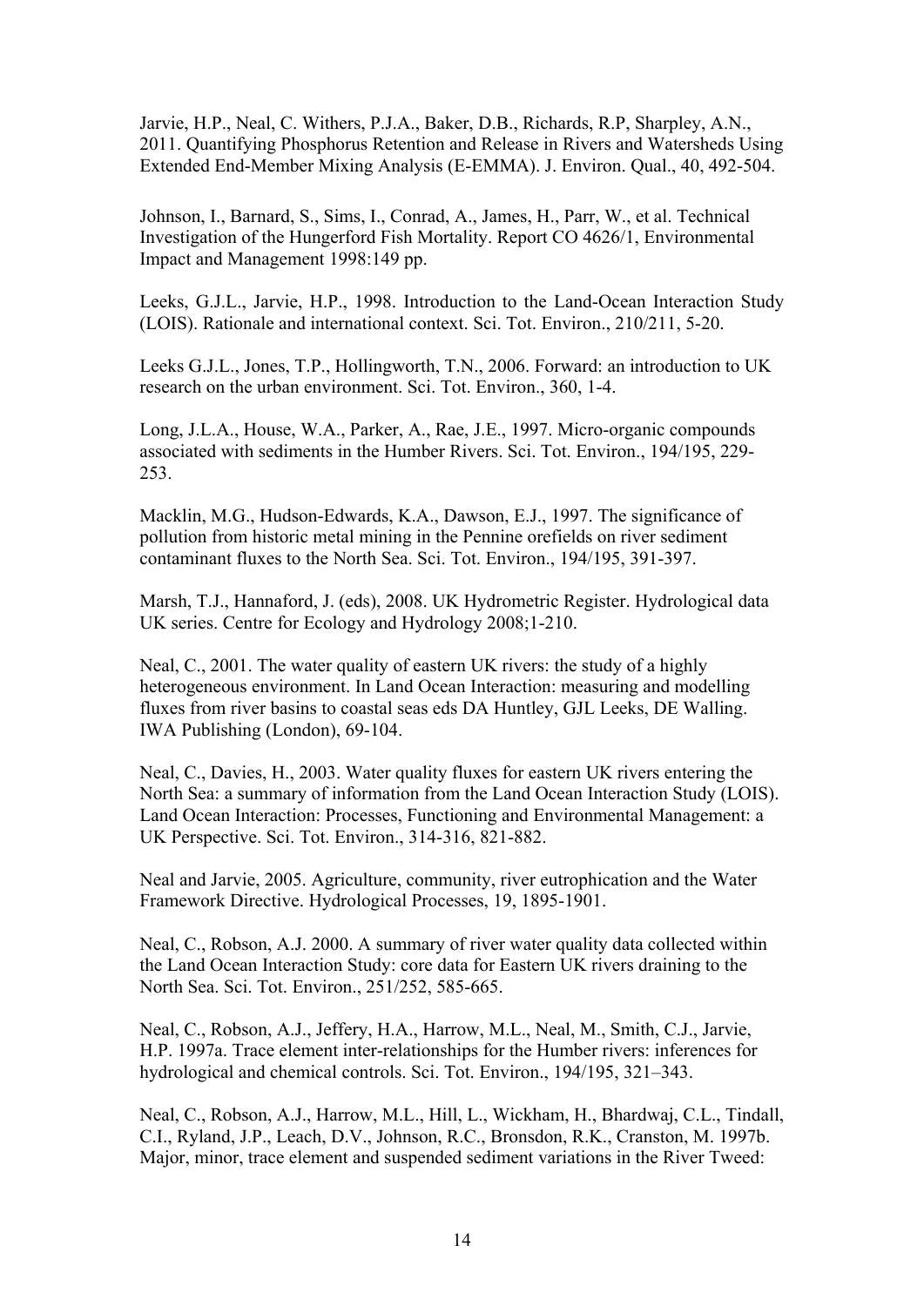Jarvie, H.P., Neal, C. Withers, P.J.A., Baker, D.B., Richards, R.P, Sharpley, A.N., 2011. Quantifying Phosphorus Retention and Release in Rivers and Watersheds Using Extended End-Member Mixing Analysis (E-EMMA). J. Environ. Qual., 40, 492-504.

Johnson, I., Barnard, S., Sims, I., Conrad, A., James, H., Parr, W., et al. Technical Investigation of the Hungerford Fish Mortality. Report CO 4626/1, Environmental Impact and Management 1998:149 pp.

Leeks, G.J.L., Jarvie, H.P., 1998. Introduction to the Land-Ocean Interaction Study (LOIS). Rationale and international context. Sci. Tot. Environ., 210/211, 5-20.

Leeks G.J.L., Jones, T.P., Hollingworth, T.N., 2006. Forward: an introduction to UK research on the urban environment. Sci. Tot. Environ., 360, 1-4.

Long, J.L.A., House, W.A., Parker, A., Rae, J.E., 1997. Micro-organic compounds associated with sediments in the Humber Rivers. Sci. Tot. Environ., 194/195, 229-253.

Macklin, M.G., Hudson-Edwards, K.A., Dawson, E.J., 1997. The significance of pollution from historic metal mining in the Pennine orefields on river sediment contaminant fluxes to the North Sea. Sci. Tot. Environ., 194/195, 391-397.

Marsh, T.J., Hannaford, J. (eds), 2008. UK Hydrometric Register. Hydrological data UK series. Centre for Ecology and Hydrology 2008;1-210.

Neal, C., 2001. The water quality of eastern UK rivers: the study of a highly heterogeneous environment. In Land Ocean Interaction: measuring and modelling fluxes from river basins to coastal seas eds DA Huntley, GJL Leeks, DE Walling. IWA Publishing (London), 69-104.

Neal, C., Davies, H., 2003. Water quality fluxes for eastern UK rivers entering the North Sea: a summary of information from the Land Ocean Interaction Study (LOIS). Land Ocean Interaction: Processes, Functioning and Environmental Management: a UK Perspective. Sci. Tot. Environ., 314-316, 821-882.

Neal and Jarvie, 2005. Agriculture, community, river eutrophication and the Water Framework Directive. Hydrological Processes, 19, 1895-1901.

Neal, C., Robson, A.J. 2000. A summary of river water quality data collected within the Land Ocean Interaction Study: core data for Eastern UK rivers draining to the North Sea. Sci. Tot. Environ., 251/252, 585-665.

Neal, C., Robson, A.J., Jeffery, H.A., Harrow, M.L., Neal, M., Smith, C.J., Jarvie, H.P. 1997a. Trace element inter-relationships for the Humber rivers: inferences for hydrological and chemical controls. Sci. Tot. Environ., 194/195, 321–343.

Neal, C., Robson, A.J., Harrow, M.L., Hill, L., Wickham, H., Bhardwaj, C.L., Tindall, C.I., Ryland, J.P., Leach, D.V., Johnson, R.C., Bronsdon, R.K., Cranston, M. 1997b. Major, minor, trace element and suspended sediment variations in the River Tweed: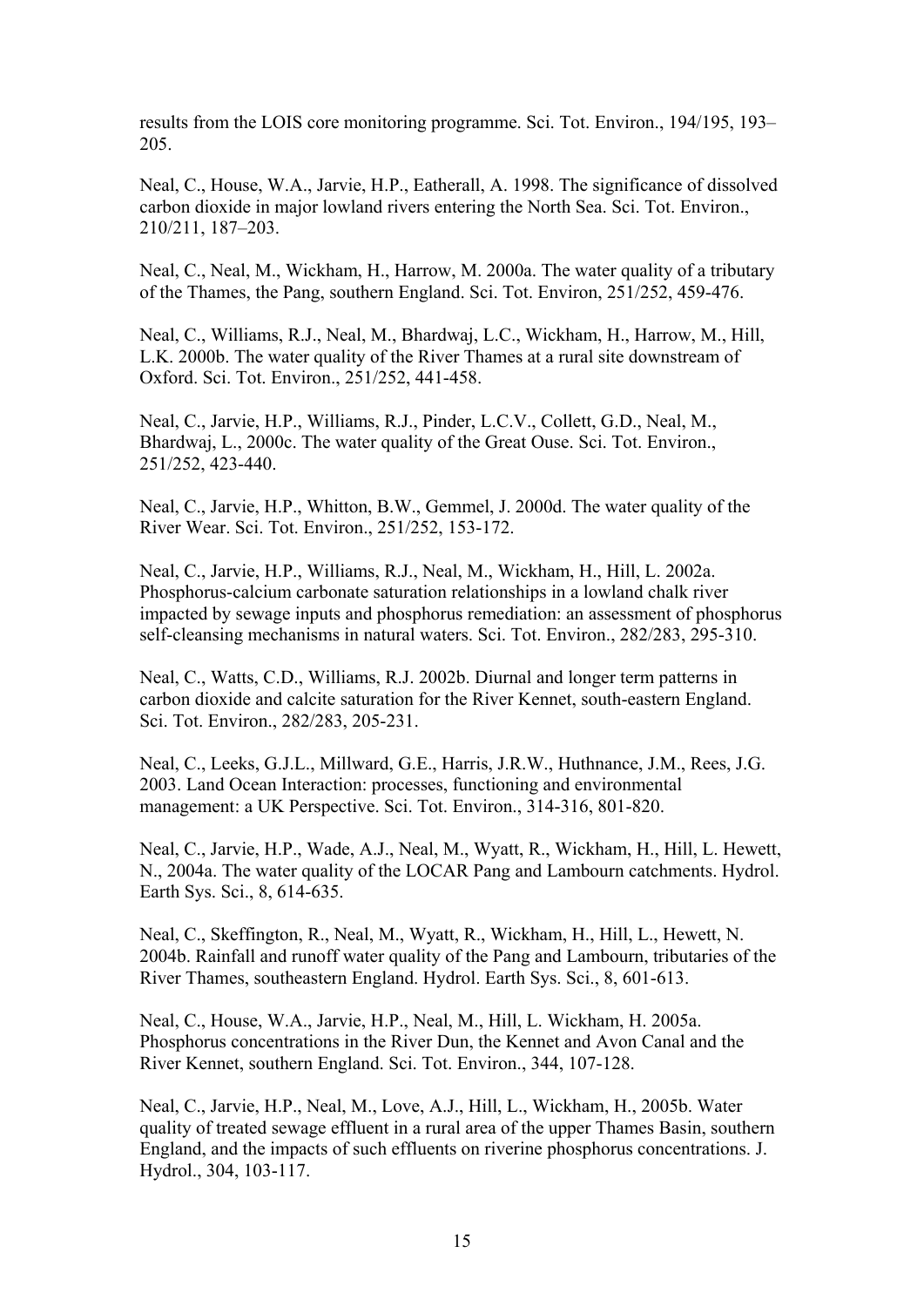results from the LOIS core monitoring programme. Sci. Tot. Environ., 194/195, 193–205.

Neal, C., House, W.A., Jarvie, H.P., Eatherall, A. 1998. The significance of dissolved carbon dioxide in major lowland rivers entering the North Sea. Sci. Tot. Environ., 210/211, 187–203.

Neal, C., Neal, M., Wickham, H., Harrow, M. 2000a. The water quality of a tributary of the Thames, the Pang, southern England. Sci. Tot. Environ, 251/252, 459-476.

Neal, C., Williams, R.J., Neal, M., Bhardwaj, L.C., Wickham, H., Harrow, M., Hill, L.K. 2000b. The water quality of the River Thames at a rural site downstream of Oxford. Sci. Tot. Environ., 251/252, 441-458.

Neal, C., Jarvie, H.P., Williams, R.J., Pinder, L.C.V., Collett, G.D., Neal, M., Bhardwaj, L., 2000c. The water quality of the Great Ouse. Sci. Tot. Environ., 251/252, 423-440.

Neal, C., Jarvie, H.P., Whitton, B.W., Gemmel, J. 2000d. The water quality of the River Wear. Sci. Tot. Environ., 251/252, 153-172.

Neal, C., Jarvie, H.P., Williams, R.J., Neal, M., Wickham, H., Hill, L. 2002a. Phosphorus-calcium carbonate saturation relationships in a lowland chalk river impacted by sewage inputs and phosphorus remediation: an assessment of phosphorus self-cleansing mechanisms in natural waters. Sci. Tot. Environ., 282/283, 295-310.

Neal, C., Watts, C.D., Williams, R.J. 2002b. Diurnal and longer term patterns in carbon dioxide and calcite saturation for the River Kennet, south-eastern England. Sci. Tot. Environ., 282/283, 205-231.

Neal, C., Leeks, G.J.L., Millward, G.E., Harris, J.R.W., Huthnance, J.M., Rees, J.G. 2003. Land Ocean Interaction: processes, functioning and environmental management: a UK Perspective. Sci. Tot. Environ., 314-316, 801-820.

Neal, C., Jarvie, H.P., Wade, A.J., Neal, M., Wyatt, R., Wickham, H., Hill, L. Hewett, N., 2004a. The water quality of the LOCAR Pang and Lambourn catchments. Hydrol. Earth Sys. Sci., 8, 614-635.

Neal, C., Skeffington, R., Neal, M., Wyatt, R., Wickham, H., Hill, L., Hewett, N. 2004b. Rainfall and runoff water quality of the Pang and Lambourn, tributaries of the River Thames, southeastern England. Hydrol. Earth Sys. Sci., 8, 601-613.

Neal, C., House, W.A., Jarvie, H.P., Neal, M., Hill, L. Wickham, H. 2005a. Phosphorus concentrations in the River Dun, the Kennet and Avon Canal and the River Kennet, southern England. Sci. Tot. Environ., 344, 107-128.

Neal, C., Jarvie, H.P., Neal, M., Love, A.J., Hill, L., Wickham, H., 2005b. Water quality of treated sewage effluent in a rural area of the upper Thames Basin, southern England, and the impacts of such effluents on riverine phosphorus concentrations. J. Hydrol., 304, 103-117.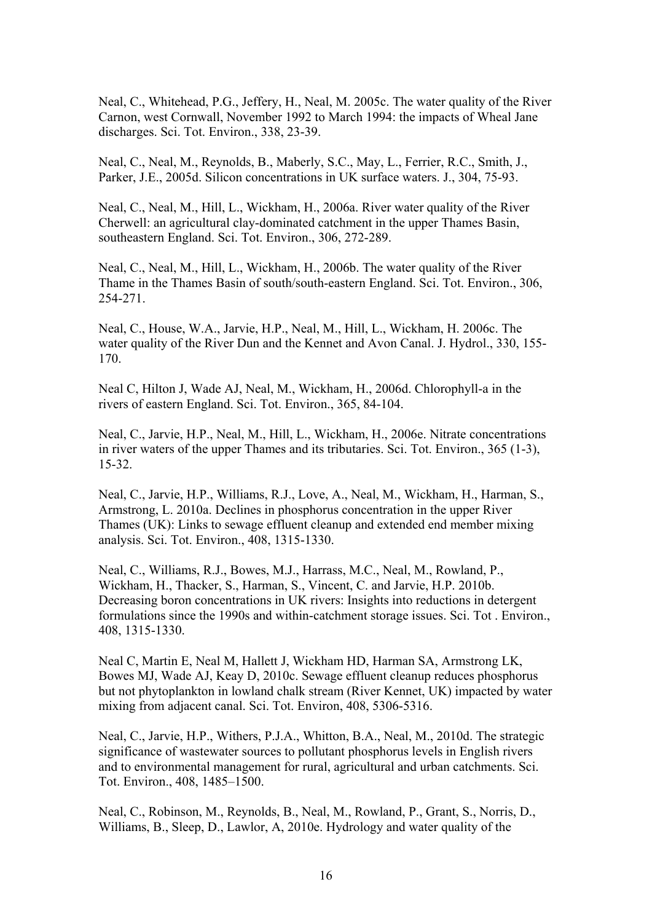Neal, C., Whitehead, P.G., Jeffery, H., Neal, M. 2005c. The water quality of the River Carnon, west Cornwall, November 1992 to March 1994: the impacts of Wheal Jane discharges. Sci. Tot. Environ., 338, 23-39.

Neal, C., Neal, M., Reynolds, B., Maberly, S.C., May, L., Ferrier, R.C., Smith, J., Parker, J.E., 2005d. Silicon concentrations in UK surface waters. J., 304, 75-93.

Neal, C., Neal, M., Hill, L., Wickham, H., 2006a. River water quality of the River Cherwell: an agricultural clay-dominated catchment in the upper Thames Basin, southeastern England. Sci. Tot. Environ., 306, 272-289.

Neal, C., Neal, M., Hill, L., Wickham, H., 2006b. The water quality of the River Thame in the Thames Basin of south/south-eastern England. Sci. Tot. Environ., 306, 254-271.

Neal, C., House, W.A., Jarvie, H.P., Neal, M., Hill, L., Wickham, H. 2006c. The water quality of the River Dun and the Kennet and Avon Canal. J. Hydrol., 330, 155-170.

Neal C, Hilton J, Wade AJ, Neal, M., Wickham, H., 2006d. Chlorophyll-a in the rivers of eastern England. Sci. Tot. Environ., 365, 84-104.

Neal, C., Jarvie, H.P., Neal, M., Hill, L., Wickham, H., 2006e. Nitrate concentrations in river waters of the upper Thames and its tributaries. Sci. Tot. Environ., 365 (1-3), 15-32.

Neal, C., Jarvie, H.P., Williams, R.J., Love, A., Neal, M., Wickham, H., Harman, S., Armstrong, L. 2010a. Declines in phosphorus concentration in the upper River Thames (UK): Links to sewage effluent cleanup and extended end member mixing analysis. Sci. Tot. Environ., 408, 1315-1330.

Neal, C., Williams, R.J., Bowes, M.J., Harrass, M.C., Neal, M., Rowland, P., Wickham, H., Thacker, S., Harman, S., Vincent, C. and Jarvie, H.P. 2010b. Decreasing boron concentrations in UK rivers: Insights into reductions in detergent formulations since the 1990s and within-catchment storage issues. Sci. Tot . Environ., 408, 1315-1330.

Neal C, Martin E, Neal M, Hallett J, Wickham HD, Harman SA, Armstrong LK, Bowes MJ, Wade AJ, Keay D, 2010c. Sewage effluent cleanup reduces phosphorus but not phytoplankton in lowland chalk stream (River Kennet, UK) impacted by water mixing from adjacent canal. Sci. Tot. Environ, 408, 5306-5316.

Neal, C., Jarvie, H.P., Withers, P.J.A., Whitton, B.A., Neal, M., 2010d. The strategic significance of wastewater sources to pollutant phosphorus levels in English rivers and to environmental management for rural, agricultural and urban catchments. Sci. Tot. Environ., 408, 1485–1500.

Neal, C., Robinson, M., Reynolds, B., Neal, M., Rowland, P., Grant, S., Norris, D., Williams, B., Sleep, D., Lawlor, A, 2010e. Hydrology and water quality of the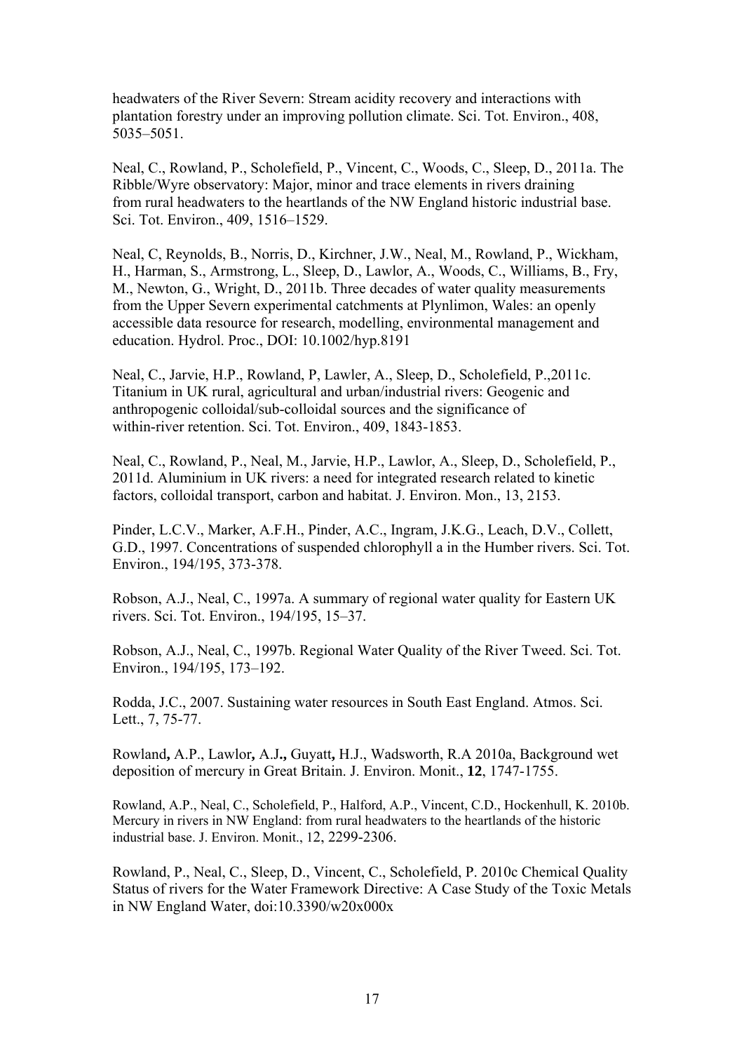headwaters of the River Severn: Stream acidity recovery and interactions with plantation forestry under an improving pollution climate. Sci. Tot. Environ., 408, 5035–5051.

Neal, C., Rowland, P., Scholefield, P., Vincent, C., Woods, C., Sleep, D., 2011a. The Ribble/Wyre observatory: Major, minor and trace elements in rivers draining from rural headwaters to the heartlands of the NW England historic industrial base. Sci. Tot. Environ., 409, 1516–1529.

Neal, C, Reynolds, B., Norris, D., Kirchner, J.W., Neal, M., Rowland, P., Wickham, H., Harman, S., Armstrong, L., Sleep, D., Lawlor, A., Woods, C., Williams, B., Fry, M., Newton, G., Wright, D., 2011b. Three decades of water quality measurements from the Upper Severn experimental catchments at Plynlimon, Wales: an openly accessible data resource for research, modelling, environmental management and education. Hydrol. Proc., DOI: 10.1002/hyp.8191

Neal, C., Jarvie, H.P., Rowland, P, Lawler, A., Sleep, D., Scholefield, P.,2011c. Titanium in UK rural, agricultural and urban/industrial rivers: Geogenic and anthropogenic colloidal/sub-colloidal sources and the significance of within-river retention. Sci. Tot. Environ., 409, 1843-1853.

Neal, C., Rowland, P., Neal, M., Jarvie, H.P., Lawlor, A., Sleep, D., Scholefield, P., 2011d. Aluminium in UK rivers: a need for integrated research related to kinetic factors, colloidal transport, carbon and habitat. J. Environ. Mon., 13, 2153.

Pinder, L.C.V., Marker, A.F.H., Pinder, A.C., Ingram, J.K.G., Leach, D.V., Collett, G.D., 1997. Concentrations of suspended chlorophyll a in the Humber rivers. Sci. Tot. Environ., 194/195, 373-378.

Robson, A.J., Neal, C., 1997a. A summary of regional water quality for Eastern UK rivers. Sci. Tot. Environ., 194/195, 15–37.

Robson, A.J., Neal, C., 1997b. Regional Water Quality of the River Tweed. Sci. Tot. Environ., 194/195, 173–192.

Rodda, J.C., 2007. Sustaining water resources in South East England. Atmos. Sci. Lett., 7, 75-77.

Rowland**,** A.P., Lawlor**,** A.J**.,** Guyatt**,** H.J., Wadsworth, R.A 2010a, Background wet deposition of mercury in Great Britain. J. Environ. Monit., **12**, 1747-1755.

Rowland, A.P., Neal, C., Scholefield, P., Halford, A.P., Vincent, C.D., Hockenhull, K. 2010b. Mercury in rivers in NW England: from rural headwaters to the heartlands of the historic industrial base. J. Environ. Monit., 12, 2299-2306.

Rowland, P., Neal, C., Sleep, D., Vincent, C., Scholefield, P. 2010c Chemical Quality Status of rivers for the Water Framework Directive: A Case Study of the Toxic Metals in NW England Water, doi:10.3390/w20x000x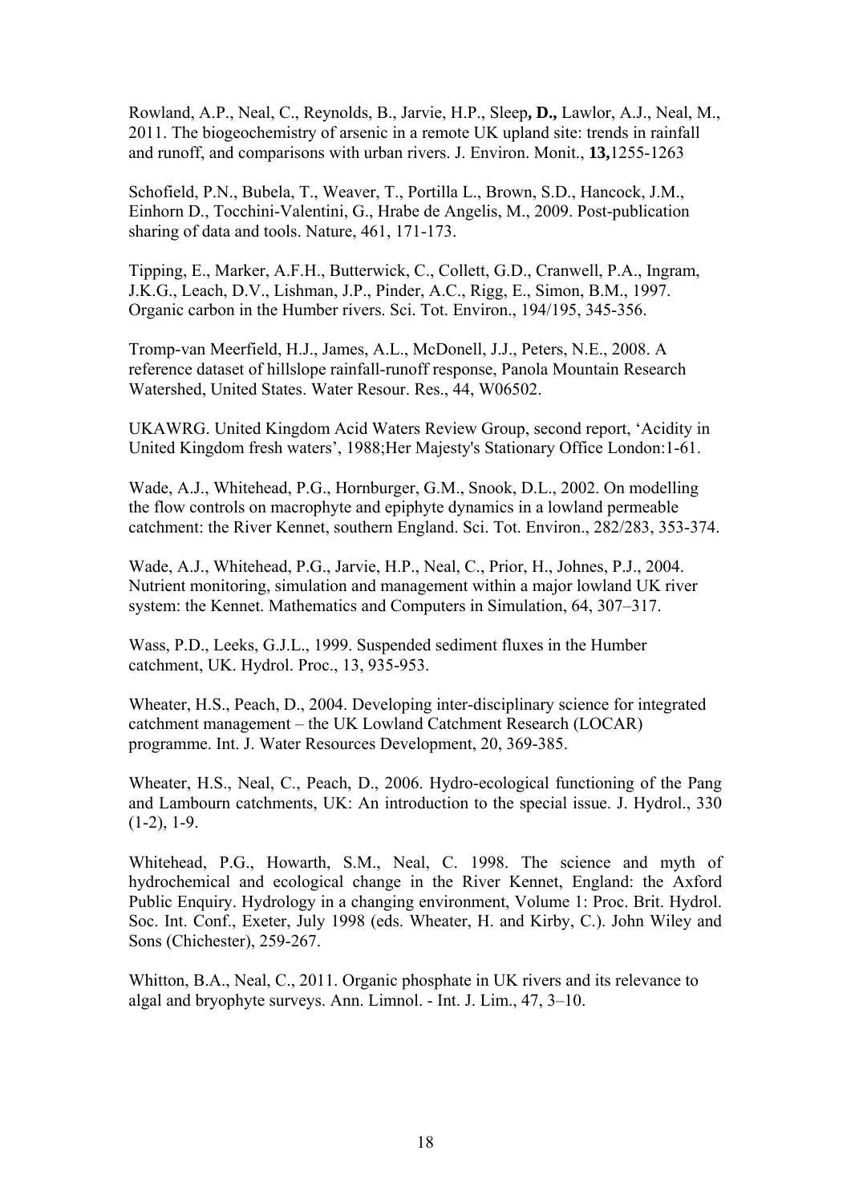Rowland, A.P., Neal, C., Reynolds, B., Jarvie, H.P., Sleep**, D.,** Lawlor, A.J., Neal, M., 2011. The biogeochemistry of arsenic in a remote UK upland site: trends in rainfall and runoff, and comparisons with urban rivers. J. Environ. Monit., **13,**1255-1263

Schofield, P.N., Bubela, T., Weaver, T., Portilla L., Brown, S.D., Hancock, J.M., Einhorn D., Tocchini-Valentini, G., Hrabe de Angelis, M., 2009. Post-publication sharing of data and tools. Nature, 461, 171-173.

Tipping, E., Marker, A.F.H., Butterwick, C., Collett, G.D., Cranwell, P.A., Ingram, J.K.G., Leach, D.V., Lishman, J.P., Pinder, A.C., Rigg, E., Simon, B.M., 1997. Organic carbon in the Humber rivers. Sci. Tot. Environ., 194/195, 345-356.

Tromp-van Meerfield, H.J., James, A.L., McDonell, J.J., Peters, N.E., 2008. A reference dataset of hillslope rainfall-runoff response, Panola Mountain Research Watershed, United States. Water Resour. Res., 44, W06502.

UKAWRG. United Kingdom Acid Waters Review Group, second report, 'Acidity in United Kingdom fresh waters', 1988;Her Majesty's Stationary Office London:1-61.

Wade, A.J., Whitehead, P.G., Hornburger, G.M., Snook, D.L., 2002. On modelling the flow controls on macrophyte and epiphyte dynamics in a lowland permeable catchment: the River Kennet, southern England. Sci. Tot. Environ., 282/283, 353-374.

Wade, A.J., Whitehead, P.G., Jarvie, H.P., Neal, C., Prior, H., Johnes, P.J., 2004. Nutrient monitoring, simulation and management within a major lowland UK river system: the Kennet. Mathematics and Computers in Simulation, 64, 307–317.

Wass, P.D., Leeks, G.J.L., 1999. Suspended sediment fluxes in the Humber catchment, UK. Hydrol. Proc., 13, 935-953.

Wheater, H.S., Peach, D., 2004. Developing inter-disciplinary science for integrated catchment management – the UK Lowland Catchment Research (LOCAR) programme. Int. J. Water Resources Development, 20, 369-385.

Wheater, H.S., Neal, C., Peach, D., 2006. Hydro-ecological functioning of the Pang and Lambourn catchments, UK: An introduction to the special issue. J. Hydrol., 330 (1-2), 1-9.

Whitehead, P.G., Howarth, S.M., Neal, C. 1998. The science and myth of hydrochemical and ecological change in the River Kennet, England: the Axford Public Enquiry. Hydrology in a changing environment, Volume 1: Proc. Brit. Hydrol. Soc. Int. Conf., Exeter, July 1998 (eds. Wheater, H. and Kirby, C.). John Wiley and Sons (Chichester), 259-267.

Whitton, B.A., Neal, C., 2011. Organic phosphate in UK rivers and its relevance to algal and bryophyte surveys. Ann. Limnol. - Int. J. Lim., 47, 3–10.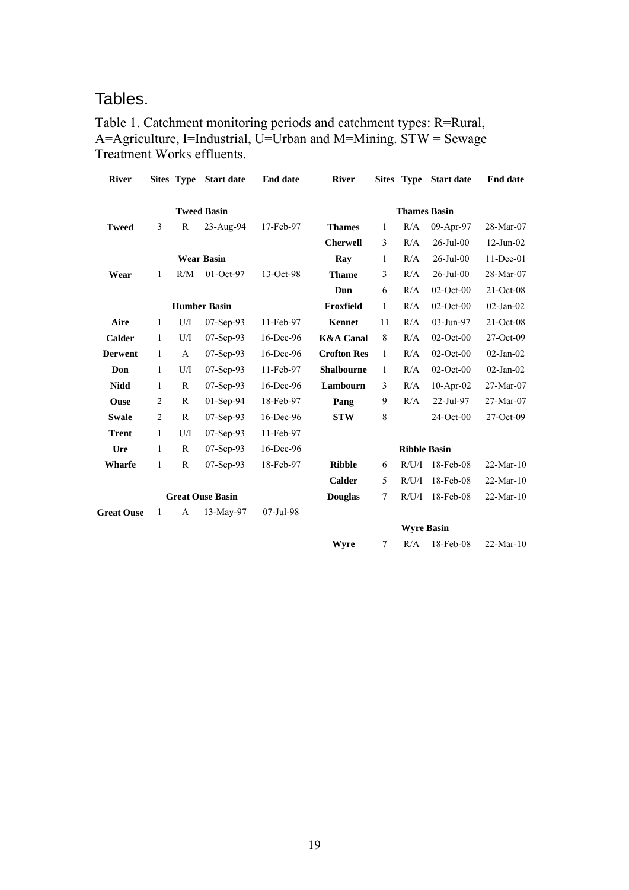# Tables.

Table 1. Catchment monitoring periods and catchment types: R=Rural, A=Agriculture, I=Industrial, U=Urban and M=Mining. STW = Sewage Treatment Works effluents.

| River | Sites | Type | Start date | End date | River | Sites | Type | Start date | End date |
|---|---|---|---|---|---|---|---|---|---|
| | | **Tweed Basin** | | | | | **Thames Basin** | | |
| **Tweed** | 3 | R | 23-Aug-94 | 17-Feb-97 | **Thames** | 1 | R/A | 09-Apr-97 | 28-Mar-07 |
| | | | | | **Cherwell** | 3 | R/A | 26-Jul-00 | 12-Jun-02 |
| | | **Wear Basin** | | | **Ray** | 1 | R/A | 26-Jul-00 | 11-Dec-01 |
| **Wear** | 1 | R/M | 01-Oct-97 | 13-Oct-98 | **Thame** | 3 | R/A | 26-Jul-00 | 28-Mar-07 |
| | | | | | **Dun** | 6 | R/A | 02-Oct-00 | 21-Oct-08 |
| | | **Humber Basin** | | | **Froxfield** | 1 | R/A | 02-Oct-00 | 02-Jan-02 |
| **Aire** | 1 | U/I | 07-Sep-93 | 11-Feb-97 | **Kennet** | 11 | R/A | 03-Jun-97 | 21-Oct-08 |
| **Calder** | 1 | U/I | 07-Sep-93 | 16-Dec-96 | **K&A Canal** | 8 | R/A | 02-Oct-00 | 27-Oct-09 |
| **Derwent** | 1 | A | 07-Sep-93 | 16-Dec-96 | **Crofton Res** | 1 | R/A | 02-Oct-00 | 02-Jan-02 |
| **Don** | 1 | U/I | 07-Sep-93 | 11-Feb-97 | **Shalbourne** | 1 | R/A | 02-Oct-00 | 02-Jan-02 |
| **Nidd** | 1 | R | 07-Sep-93 | 16-Dec-96 | **Lambourn** | 3 | R/A | 10-Apr-02 | 27-Mar-07 |
| **Ouse** | 2 | R | 01-Sep-94 | 18-Feb-97 | **Pang** | 9 | R/A | 22-Jul-97 | 27-Mar-07 |
| **Swale** | 2 | R | 07-Sep-93 | 16-Dec-96 | **STW** | 8 | | 24-Oct-00 | 27-Oct-09 |
| **Trent** | 1 | U/I | 07-Sep-93 | 11-Feb-97 | | | | | |
| **Ure** | 1 | R | 07-Sep-93 | 16-Dec-96 | | | **Ribble Basin** | | |
| **Wharfe** | 1 | R | 07-Sep-93 | 18-Feb-97 | **Ribble** | 6 | R/U/I | 18-Feb-08 | 22-Mar-10 |
| | | | | | **Calder** | 5 | R/U/I | 18-Feb-08 | 22-Mar-10 |
| | | **Great Ouse Basin** | | | **Douglas** | 7 | R/U/I | 18-Feb-08 | 22-Mar-10 |
| **Great Ouse** | 1 | A | 13-May-97 | 07-Jul-98 | | | | | |
| | | | | | | | **Wyre Basin** | | |
| | | | | | **Wyre** | 7 | R/A | 18-Feb-08 | 22-Mar-10 |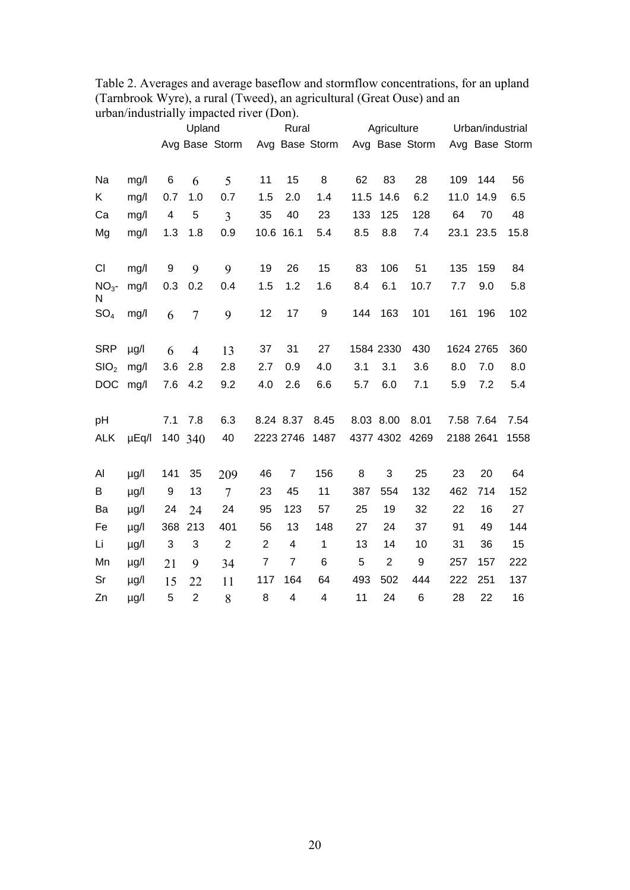Table 2. Averages and average baseflow and stormflow concentrations, for an upland (Tarnbrook Wyre), a rural (Tweed), an agricultural (Great Ouse) and an urban/industrially impacted river (Don).

| | | Upland | | | Rural | | | Agriculture | | | Urban/industrial | | |
|---|---|---|---|---|---|---|---|---|---|---|---|---|---|
| | | Avg | Base | Storm | Avg | Base | Storm | Avg | Base | Storm | Avg | Base | Storm |
| Na | mg/l | 6 | 6 | 5 | 11 | 15 | 8 | 62 | 83 | 28 | 109 | 144 | 56 |
| K | mg/l | 0.7 | 1.0 | 0.7 | 1.5 | 2.0 | 1.4 | 11.5 | 14.6 | 6.2 | 11.0 | 14.9 | 6.5 |
| Ca | mg/l | 4 | 5 | 3 | 35 | 40 | 23 | 133 | 125 | 128 | 64 | 70 | 48 |
| Mg | mg/l | 1.3 | 1.8 | 0.9 | 10.6 | 16.1 | 5.4 | 8.5 | 8.8 | 7.4 | 23.1 | 23.5 | 15.8 |
| Cl | mg/l | 9 | 9 | 9 | 19 | 26 | 15 | 83 | 106 | 51 | 135 | 159 | 84 |
| $NO_3$-N | mg/l | 0.3 | 0.2 | 0.4 | 1.5 | 1.2 | 1.6 | 8.4 | 6.1 | 10.7 | 7.7 | 9.0 | 5.8 |
| $SO_4$ | mg/l | 6 | 7 | 9 | 12 | 17 | 9 | 144 | 163 | 101 | 161 | 196 | 102 |
| SRP | µg/l | 6 | 4 | 13 | 37 | 31 | 27 | 1584 | 2330 | 430 | 1624 | 2765 | 360 |
| $SIO_2$ | mg/l | 3.6 | 2.8 | 2.8 | 2.7 | 0.9 | 4.0 | 3.1 | 3.1 | 3.6 | 8.0 | 7.0 | 8.0 |
| DOC | mg/l | 7.6 | 4.2 | 9.2 | 4.0 | 2.6 | 6.6 | 5.7 | 6.0 | 7.1 | 5.9 | 7.2 | 5.4 |
| pH | | 7.1 | 7.8 | 6.3 | 8.24 | 8.37 | 8.45 | 8.03 | 8.00 | 8.01 | 7.58 | 7.64 | 7.54 |
| ALK | µEq/l | 140 | 340 | 40 | 2223 | 2746 | 1487 | 4377 | 4302 | 4269 | 2188 | 2641 | 1558 |
| Al | µg/l | 141 | 35 | 209 | 46 | 7 | 156 | 8 | 3 | 25 | 23 | 20 | 64 |
| B | µg/l | 9 | 13 | 7 | 23 | 45 | 11 | 387 | 554 | 132 | 462 | 714 | 152 |
| Ba | µg/l | 24 | 24 | 24 | 95 | 123 | 57 | 25 | 19 | 32 | 22 | 16 | 27 |
| Fe | µg/l | 368 | 213 | 401 | 56 | 13 | 148 | 27 | 24 | 37 | 91 | 49 | 144 |
| Li | µg/l | 3 | 3 | 2 | 2 | 4 | 1 | 13 | 14 | 10 | 31 | 36 | 15 |
| Mn | µg/l | 21 | 9 | 34 | 7 | 7 | 6 | 5 | 2 | 9 | 257 | 157 | 222 |
| Sr | µg/l | 15 | 22 | 11 | 117 | 164 | 64 | 493 | 502 | 444 | 222 | 251 | 137 |
| Zn | µg/l | 5 | 2 | 8 | 8 | 4 | 4 | 11 | 24 | 6 | 28 | 22 | 16 |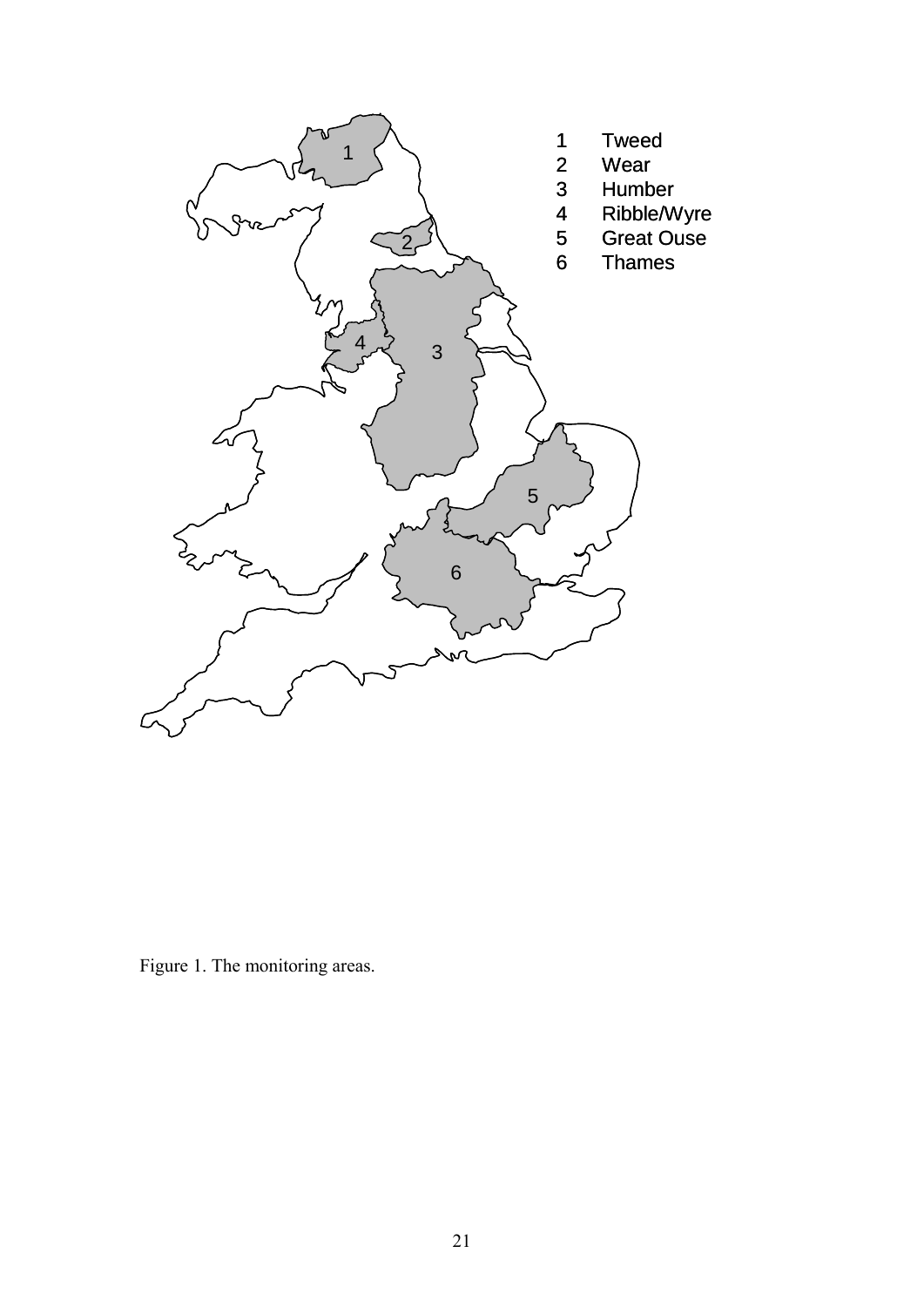1 Tweed
2 Wear
3 Humber
4 Ribble/Wyre
5 Great Ouse
6 Thames

Figure 1. The monitoring areas.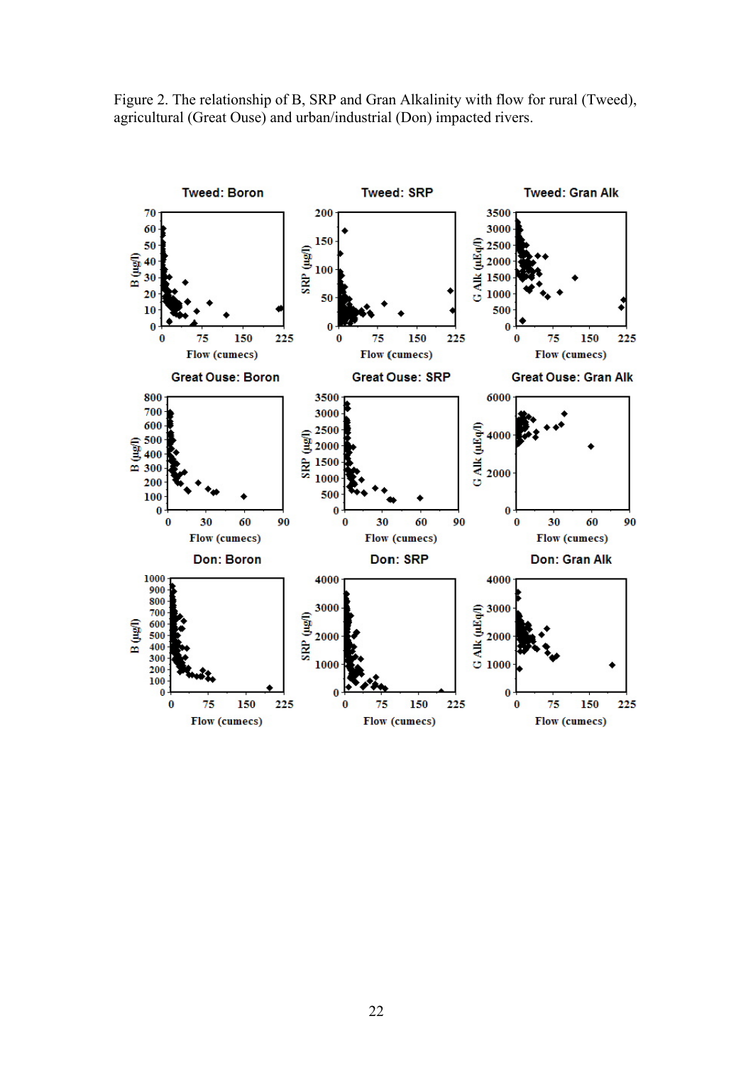Figure 2. The relationship of B, SRP and Gran Alkalinity with flow for rural (Tweed), agricultural (Great Ouse) and urban/industrial (Don) impacted rivers.

Tweed: Boron
B (µg/l)
0 10 20 30 40 50 60 70
Flow (cumecs)
0 75 150 225

Tweed: SRP
SRP (µg/l)
0 50 100 150 200
Flow (cumecs)
0 75 150 225

Tweed: Gran Alk
G Alk (µEq/l)
0 500 1000 1500 2000 2500 3000 3500
Flow (cumecs)
0 75 150 225

Great Ouse: Boron
B (µg/l)
0 100 200 300 400 500 600 700 800
Flow (cumecs)
0 30 60 90

Great Ouse: SRP
SRP (µg/l)
0 500 1000 1500 2000 2500 3000 3500
Flow (cumecs)
0 30 60 90

Great Ouse: Gran Alk
G Alk (µEq/l)
0 2000 4000 6000
Flow (cumecs)
0 30 60 90

Don: Boron
B (µg/l)
0 100 200 300 400 500 600 700 800 900 1000
Flow (cumecs)
0 75 150 225

Don: SRP
SRP (µg/l)
0 1000 2000 3000 4000
Flow (cumecs)
0 75 150 225

Don: Gran Alk
G Alk (µEq/l)
0 1000 2000 3000 4000
Flow (cumecs)
0 75 150 225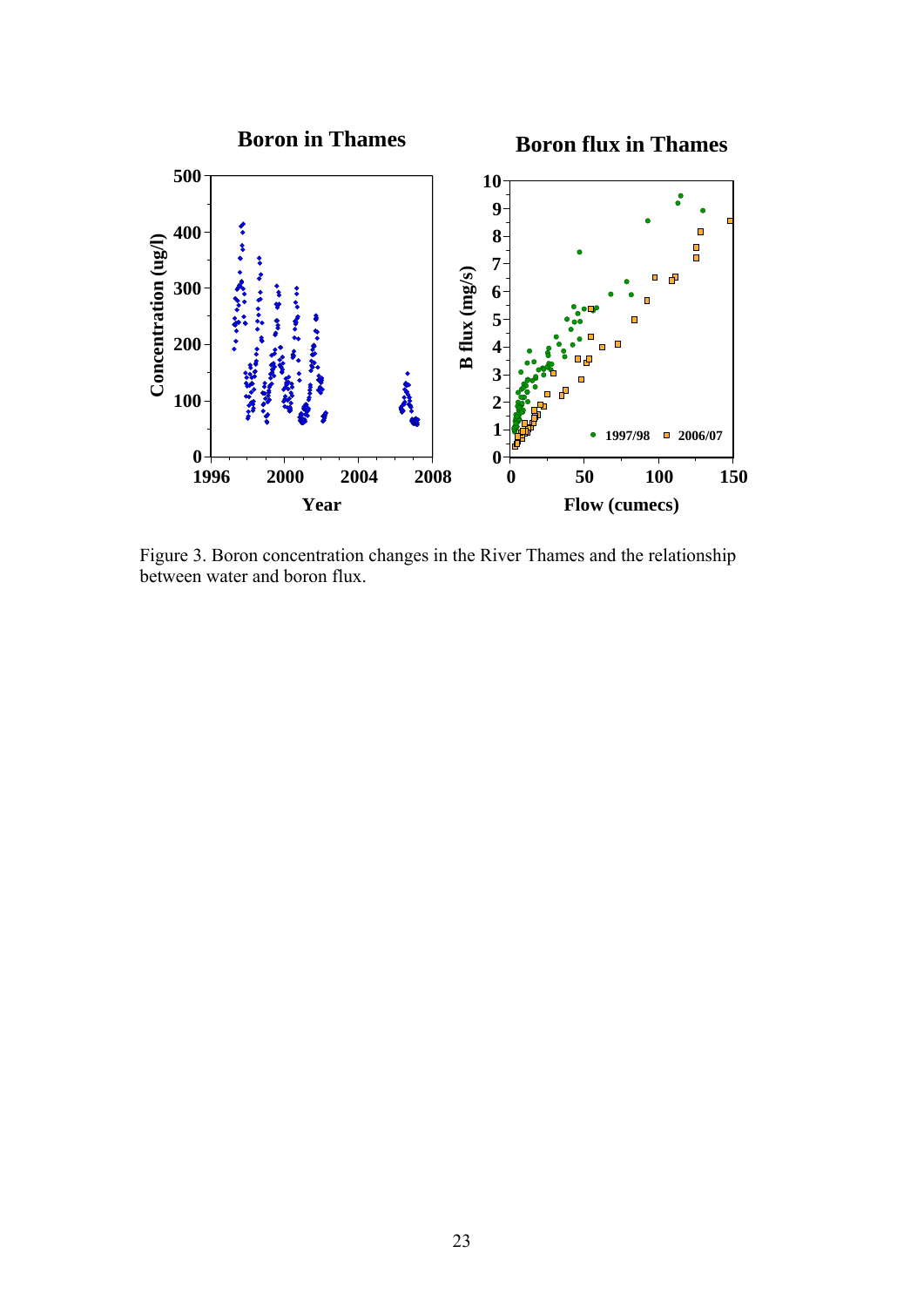Boron in Thames

500
400
300
200
100
0

Concentration (ug/l)

1996
2000
2004
2008

Year

Boron flux in Thames

10
9
8
7
6
5
4
3
2
1
0

B flux (mg/s)

0
50
100
150

Flow (cumecs)

1997/98
2006/07

Figure 3. Boron concentration changes in the River Thames and the relationship between water and boron flux.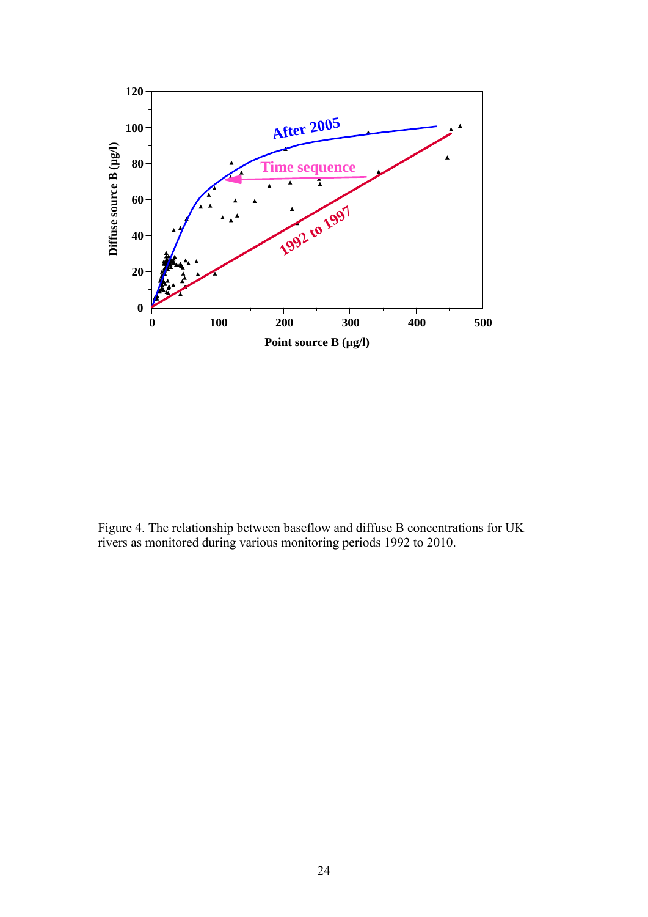Diffuse source B (µg/l)

120
100
80
60
40
20
0

0
100
200
300
400
500

Point source B (µg/l)

After 2005

Time sequence

1992 to 1997

Figure 4. The relationship between baseflow and diffuse B concentrations for UK rivers as monitored during various monitoring periods 1992 to 2010.